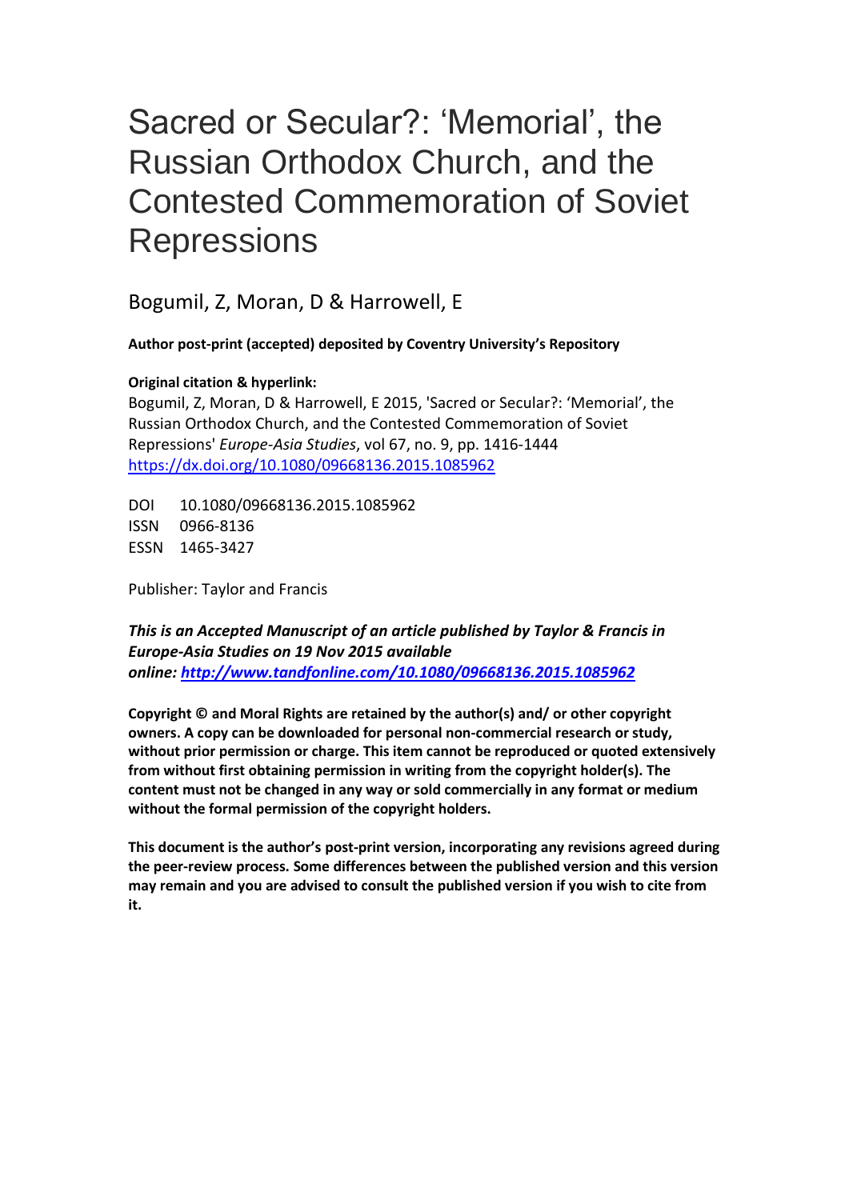# Sacred or Secular?: ‘Memorial’, the Russian Orthodox Church, and the Contested Commemoration of Soviet Repressions

Bogumil, Z, Moran, D & Harrowell, E

**Author post-print (accepted) deposited by Coventry University’s Repository**

**Original citation & hyperlink:**

Bogumil, Z, Moran, D & Harrowell, E 2015, 'Sacred or Secular?: ‘Memorial’, the Russian Orthodox Church, and the Contested Commemoration of Soviet Repressions' *Europe-Asia Studies*, vol 67, no. 9, pp. 1416-1444
https://dx.doi.org/10.1080/09668136.2015.1085962

DOI 10.1080/09668136.2015.1085962
ISSN 0966-8136
ESSN 1465-3427

Publisher: Taylor and Francis

***This is an Accepted Manuscript of an article published by Taylor & Francis in Europe-Asia Studies on 19 Nov 2015 available online: http://www.tandfonline.com/10.1080/09668136.2015.1085962***

**Copyright © and Moral Rights are retained by the author(s) and/ or other copyright owners. A copy can be downloaded for personal non-commercial research or study, without prior permission or charge. This item cannot be reproduced or quoted extensively from without first obtaining permission in writing from the copyright holder(s). The content must not be changed in any way or sold commercially in any format or medium without the formal permission of the copyright holders.**

**This document is the author’s post-print version, incorporating any revisions agreed during the peer-review process. Some differences between the published version and this version may remain and you are advised to consult the published version if you wish to cite from it.**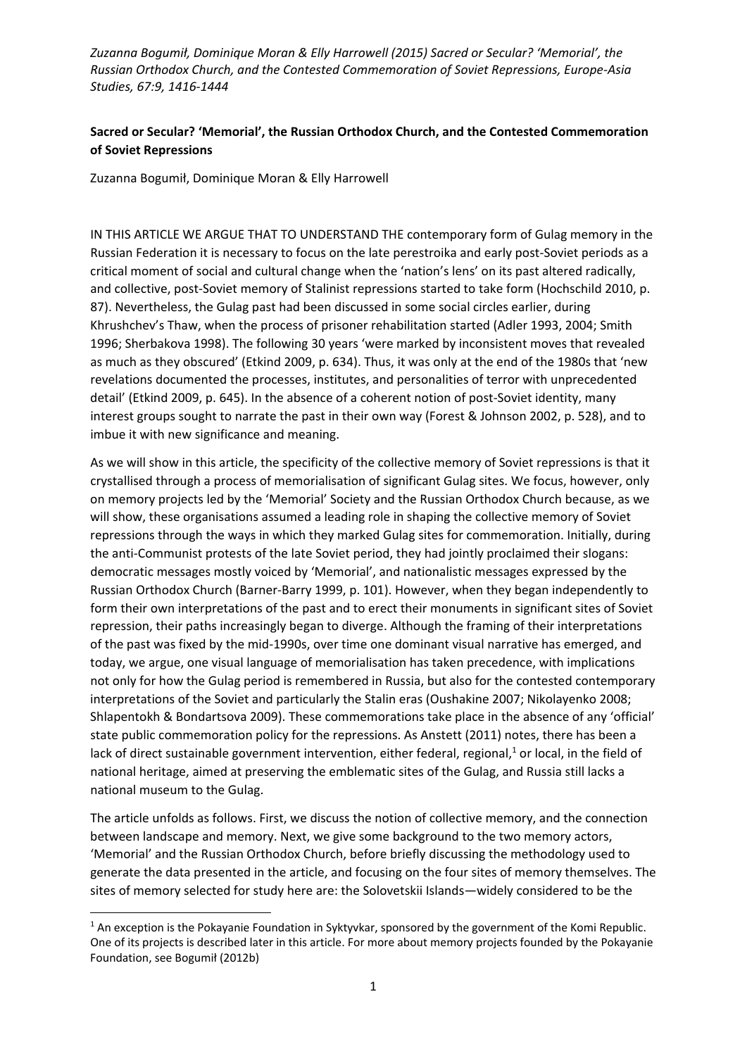*Zuzanna Bogumił, Dominique Moran & Elly Harrowell (2015) Sacred or Secular? 'Memorial', the Russian Orthodox Church, and the Contested Commemoration of Soviet Repressions, Europe-Asia Studies, 67:9, 1416-1444*

**Sacred or Secular? 'Memorial', the Russian Orthodox Church, and the Contested Commemoration of Soviet Repressions**

Zuzanna Bogumił, Dominique Moran & Elly Harrowell

IN THIS ARTICLE WE ARGUE THAT TO UNDERSTAND THE contemporary form of Gulag memory in the Russian Federation it is necessary to focus on the late perestroika and early post-Soviet periods as a critical moment of social and cultural change when the 'nation's lens' on its past altered radically, and collective, post-Soviet memory of Stalinist repressions started to take form (Hochschild 2010, p. 87). Nevertheless, the Gulag past had been discussed in some social circles earlier, during Khrushchev's Thaw, when the process of prisoner rehabilitation started (Adler 1993, 2004; Smith 1996; Sherbakova 1998). The following 30 years 'were marked by inconsistent moves that revealed as much as they obscured' (Etkind 2009, p. 634). Thus, it was only at the end of the 1980s that 'new revelations documented the processes, institutes, and personalities of terror with unprecedented detail' (Etkind 2009, p. 645). In the absence of a coherent notion of post-Soviet identity, many interest groups sought to narrate the past in their own way (Forest & Johnson 2002, p. 528), and to imbue it with new significance and meaning.

As we will show in this article, the specificity of the collective memory of Soviet repressions is that it crystallised through a process of memorialisation of significant Gulag sites. We focus, however, only on memory projects led by the 'Memorial' Society and the Russian Orthodox Church because, as we will show, these organisations assumed a leading role in shaping the collective memory of Soviet repressions through the ways in which they marked Gulag sites for commemoration. Initially, during the anti-Communist protests of the late Soviet period, they had jointly proclaimed their slogans: democratic messages mostly voiced by 'Memorial', and nationalistic messages expressed by the Russian Orthodox Church (Barner-Barry 1999, p. 101). However, when they began independently to form their own interpretations of the past and to erect their monuments in significant sites of Soviet repression, their paths increasingly began to diverge. Although the framing of their interpretations of the past was fixed by the mid-1990s, over time one dominant visual narrative has emerged, and today, we argue, one visual language of memorialisation has taken precedence, with implications not only for how the Gulag period is remembered in Russia, but also for the contested contemporary interpretations of the Soviet and particularly the Stalin eras (Oushakine 2007; Nikolayenko 2008; Shlapentokh & Bondartsova 2009). These commemorations take place in the absence of any 'official' state public commemoration policy for the repressions. As Anstett (2011) notes, there has been a lack of direct sustainable government intervention, either federal, regional,[1] or local, in the field of national heritage, aimed at preserving the emblematic sites of the Gulag, and Russia still lacks a national museum to the Gulag.

The article unfolds as follows. First, we discuss the notion of collective memory, and the connection between landscape and memory. Next, we give some background to the two memory actors, 'Memorial' and the Russian Orthodox Church, before briefly discussing the methodology used to generate the data presented in the article, and focusing on the four sites of memory themselves. The sites of memory selected for study here are: the Solovetskii Islands—widely considered to be the

[1] An exception is the Pokayanie Foundation in Syktyvkar, sponsored by the government of the Komi Republic. One of its projects is described later in this article. For more about memory projects founded by the Pokayanie Foundation, see Bogumił (2012b)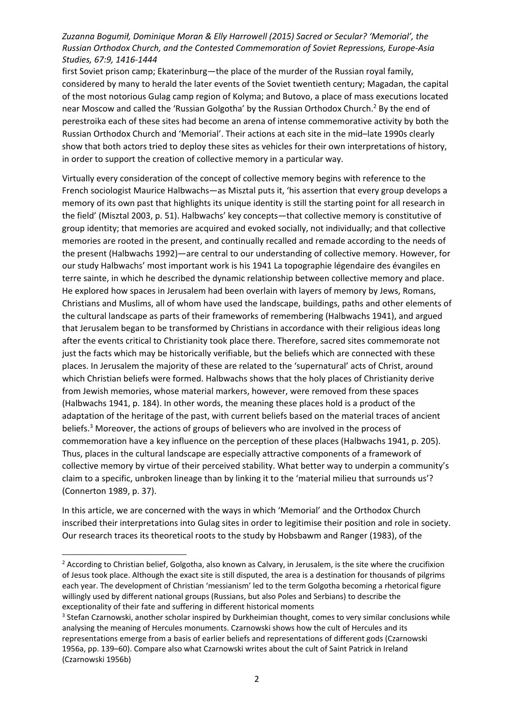first Soviet prison camp; Ekaterinburg—the place of the murder of the Russian royal family, considered by many to herald the later events of the Soviet twentieth century; Magadan, the capital of the most notorious Gulag camp region of Kolyma; and Butovo, a place of mass executions located near Moscow and called the 'Russian Golgotha' by the Russian Orthodox Church.[2] By the end of perestroika each of these sites had become an arena of intense commemorative activity by both the Russian Orthodox Church and 'Memorial'. Their actions at each site in the mid–late 1990s clearly show that both actors tried to deploy these sites as vehicles for their own interpretations of history, in order to support the creation of collective memory in a particular way.

Virtually every consideration of the concept of collective memory begins with reference to the French sociologist Maurice Halbwachs—as Misztal puts it, 'his assertion that every group develops a memory of its own past that highlights its unique identity is still the starting point for all research in the field' (Misztal 2003, p. 51). Halbwachs' key concepts—that collective memory is constitutive of group identity; that memories are acquired and evoked socially, not individually; and that collective memories are rooted in the present, and continually recalled and remade according to the needs of the present (Halbwachs 1992)—are central to our understanding of collective memory. However, for our study Halbwachs' most important work is his 1941 La topographie légendaire des évangiles en terre sainte, in which he described the dynamic relationship between collective memory and place. He explored how spaces in Jerusalem had been overlain with layers of memory by Jews, Romans, Christians and Muslims, all of whom have used the landscape, buildings, paths and other elements of the cultural landscape as parts of their frameworks of remembering (Halbwachs 1941), and argued that Jerusalem began to be transformed by Christians in accordance with their religious ideas long after the events critical to Christianity took place there. Therefore, sacred sites commemorate not just the facts which may be historically verifiable, but the beliefs which are connected with these places. In Jerusalem the majority of these are related to the 'supernatural' acts of Christ, around which Christian beliefs were formed. Halbwachs shows that the holy places of Christianity derive from Jewish memories, whose material markers, however, were removed from these spaces (Halbwachs 1941, p. 184). In other words, the meaning these places hold is a product of the adaptation of the heritage of the past, with current beliefs based on the material traces of ancient beliefs.[3] Moreover, the actions of groups of believers who are involved in the process of commemoration have a key influence on the perception of these places (Halbwachs 1941, p. 205). Thus, places in the cultural landscape are especially attractive components of a framework of collective memory by virtue of their perceived stability. What better way to underpin a community's claim to a specific, unbroken lineage than by linking it to the 'material milieu that surrounds us'? (Connerton 1989, p. 37).

In this article, we are concerned with the ways in which 'Memorial' and the Orthodox Church inscribed their interpretations into Gulag sites in order to legitimise their position and role in society. Our research traces its theoretical roots to the study by Hobsbawm and Ranger (1983), of the

---

[2] According to Christian belief, Golgotha, also known as Calvary, in Jerusalem, is the site where the crucifixion of Jesus took place. Although the exact site is still disputed, the area is a destination for thousands of pilgrims each year. The development of Christian 'messianism' led to the term Golgotha becoming a rhetorical figure willingly used by different national groups (Russians, but also Poles and Serbians) to describe the exceptionality of their fate and suffering in different historical moments

[3] Stefan Czarnowski, another scholar inspired by Durkheimian thought, comes to very similar conclusions while analysing the meaning of Hercules monuments. Czarnowski shows how the cult of Hercules and its representations emerge from a basis of earlier beliefs and representations of different gods (Czarnowski 1956a, pp. 139–60). Compare also what Czarnowski writes about the cult of Saint Patrick in Ireland (Czarnowski 1956b)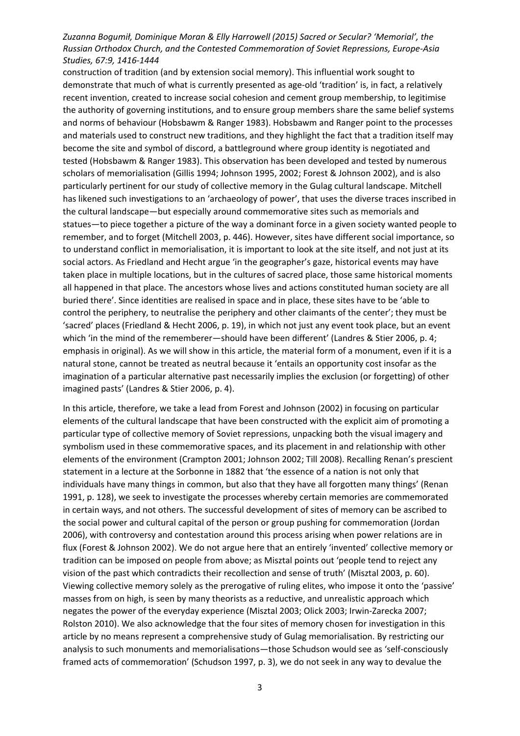construction of tradition (and by extension social memory). This influential work sought to demonstrate that much of what is currently presented as age-old 'tradition' is, in fact, a relatively recent invention, created to increase social cohesion and cement group membership, to legitimise the authority of governing institutions, and to ensure group members share the same belief systems and norms of behaviour (Hobsbawm & Ranger 1983). Hobsbawm and Ranger point to the processes and materials used to construct new traditions, and they highlight the fact that a tradition itself may become the site and symbol of discord, a battleground where group identity is negotiated and tested (Hobsbawm & Ranger 1983). This observation has been developed and tested by numerous scholars of memorialisation (Gillis 1994; Johnson 1995, 2002; Forest & Johnson 2002), and is also particularly pertinent for our study of collective memory in the Gulag cultural landscape. Mitchell has likened such investigations to an 'archaeology of power', that uses the diverse traces inscribed in the cultural landscape—but especially around commemorative sites such as memorials and statues—to piece together a picture of the way a dominant force in a given society wanted people to remember, and to forget (Mitchell 2003, p. 446). However, sites have different social importance, so to understand conflict in memorialisation, it is important to look at the site itself, and not just at its social actors. As Friedland and Hecht argue 'in the geographer's gaze, historical events may have taken place in multiple locations, but in the cultures of sacred place, those same historical moments all happened in that place. The ancestors whose lives and actions constituted human society are all buried there'. Since identities are realised in space and in place, these sites have to be 'able to control the periphery, to neutralise the periphery and other claimants of the center'; they must be 'sacred' places (Friedland & Hecht 2006, p. 19), in which not just any event took place, but an event which 'in the mind of the rememberer—should have been different' (Landres & Stier 2006, p. 4; emphasis in original). As we will show in this article, the material form of a monument, even if it is a natural stone, cannot be treated as neutral because it 'entails an opportunity cost insofar as the imagination of a particular alternative past necessarily implies the exclusion (or forgetting) of other imagined pasts' (Landres & Stier 2006, p. 4).

In this article, therefore, we take a lead from Forest and Johnson (2002) in focusing on particular elements of the cultural landscape that have been constructed with the explicit aim of promoting a particular type of collective memory of Soviet repressions, unpacking both the visual imagery and symbolism used in these commemorative spaces, and its placement in and relationship with other elements of the environment (Crampton 2001; Johnson 2002; Till 2008). Recalling Renan's prescient statement in a lecture at the Sorbonne in 1882 that 'the essence of a nation is not only that individuals have many things in common, but also that they have all forgotten many things' (Renan 1991, p. 128), we seek to investigate the processes whereby certain memories are commemorated in certain ways, and not others. The successful development of sites of memory can be ascribed to the social power and cultural capital of the person or group pushing for commemoration (Jordan 2006), with controversy and contestation around this process arising when power relations are in flux (Forest & Johnson 2002). We do not argue here that an entirely 'invented' collective memory or tradition can be imposed on people from above; as Misztal points out 'people tend to reject any vision of the past which contradicts their recollection and sense of truth' (Misztal 2003, p. 60). Viewing collective memory solely as the prerogative of ruling elites, who impose it onto the 'passive' masses from on high, is seen by many theorists as a reductive, and unrealistic approach which negates the power of the everyday experience (Misztal 2003; Olick 2003; Irwin-Zarecka 2007; Rolston 2010). We also acknowledge that the four sites of memory chosen for investigation in this article by no means represent a comprehensive study of Gulag memorialisation. By restricting our analysis to such monuments and memorialisations—those Schudson would see as 'self-consciously framed acts of commemoration' (Schudson 1997, p. 3), we do not seek in any way to devalue the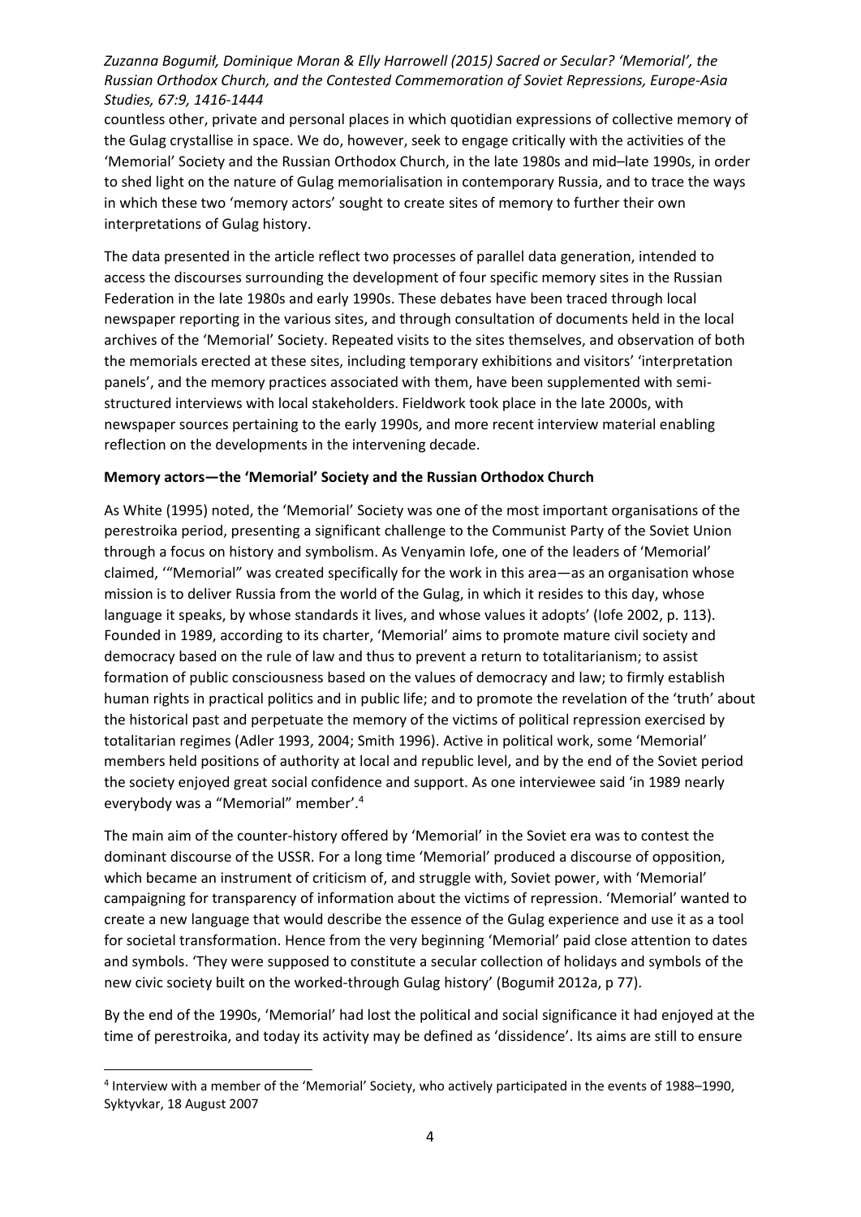countless other, private and personal places in which quotidian expressions of collective memory of the Gulag crystallise in space. We do, however, seek to engage critically with the activities of the 'Memorial' Society and the Russian Orthodox Church, in the late 1980s and mid–late 1990s, in order to shed light on the nature of Gulag memorialisation in contemporary Russia, and to trace the ways in which these two 'memory actors' sought to create sites of memory to further their own interpretations of Gulag history.

The data presented in the article reflect two processes of parallel data generation, intended to access the discourses surrounding the development of four specific memory sites in the Russian Federation in the late 1980s and early 1990s. These debates have been traced through local newspaper reporting in the various sites, and through consultation of documents held in the local archives of the 'Memorial' Society. Repeated visits to the sites themselves, and observation of both the memorials erected at these sites, including temporary exhibitions and visitors' 'interpretation panels', and the memory practices associated with them, have been supplemented with semi-structured interviews with local stakeholders. Fieldwork took place in the late 2000s, with newspaper sources pertaining to the early 1990s, and more recent interview material enabling reflection on the developments in the intervening decade.

**Memory actors—the 'Memorial' Society and the Russian Orthodox Church**

As White (1995) noted, the 'Memorial' Society was one of the most important organisations of the perestroika period, presenting a significant challenge to the Communist Party of the Soviet Union through a focus on history and symbolism. As Venyamin Iofe, one of the leaders of 'Memorial' claimed, '"Memorial" was created specifically for the work in this area—as an organisation whose mission is to deliver Russia from the world of the Gulag, in which it resides to this day, whose language it speaks, by whose standards it lives, and whose values it adopts' (Iofe 2002, p. 113). Founded in 1989, according to its charter, 'Memorial' aims to promote mature civil society and democracy based on the rule of law and thus to prevent a return to totalitarianism; to assist formation of public consciousness based on the values of democracy and law; to firmly establish human rights in practical politics and in public life; and to promote the revelation of the 'truth' about the historical past and perpetuate the memory of the victims of political repression exercised by totalitarian regimes (Adler 1993, 2004; Smith 1996). Active in political work, some 'Memorial' members held positions of authority at local and republic level, and by the end of the Soviet period the society enjoyed great social confidence and support. As one interviewee said 'in 1989 nearly everybody was a "Memorial" member'.[4]

The main aim of the counter-history offered by 'Memorial' in the Soviet era was to contest the dominant discourse of the USSR. For a long time 'Memorial' produced a discourse of opposition, which became an instrument of criticism of, and struggle with, Soviet power, with 'Memorial' campaigning for transparency of information about the victims of repression. 'Memorial' wanted to create a new language that would describe the essence of the Gulag experience and use it as a tool for societal transformation. Hence from the very beginning 'Memorial' paid close attention to dates and symbols. 'They were supposed to constitute a secular collection of holidays and symbols of the new civic society built on the worked-through Gulag history' (Bogumił 2012a, p 77).

By the end of the 1990s, 'Memorial' had lost the political and social significance it had enjoyed at the time of perestroika, and today its activity may be defined as 'dissidence'. Its aims are still to ensure

[4] Interview with a member of the 'Memorial' Society, who actively participated in the events of 1988–1990, Syktyvkar, 18 August 2007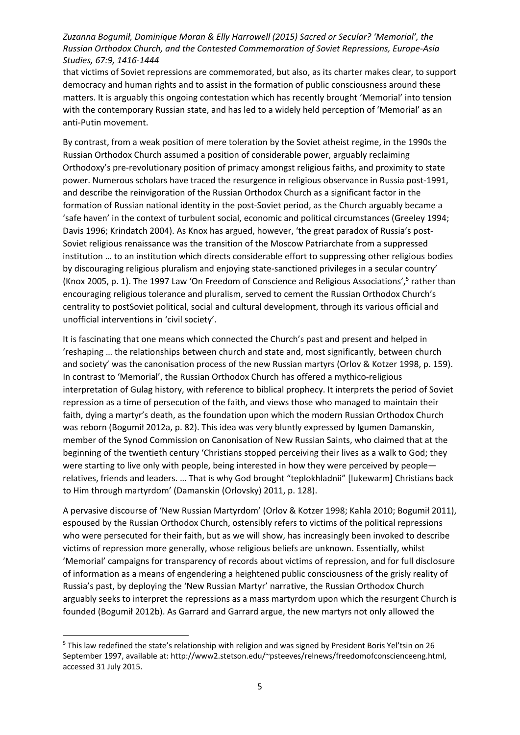that victims of Soviet repressions are commemorated, but also, as its charter makes clear, to support democracy and human rights and to assist in the formation of public consciousness around these matters. It is arguably this ongoing contestation which has recently brought 'Memorial' into tension with the contemporary Russian state, and has led to a widely held perception of 'Memorial' as an anti-Putin movement.

By contrast, from a weak position of mere toleration by the Soviet atheist regime, in the 1990s the Russian Orthodox Church assumed a position of considerable power, arguably reclaiming Orthodoxy's pre-revolutionary position of primacy amongst religious faiths, and proximity to state power. Numerous scholars have traced the resurgence in religious observance in Russia post-1991, and describe the reinvigoration of the Russian Orthodox Church as a significant factor in the formation of Russian national identity in the post-Soviet period, as the Church arguably became a 'safe haven' in the context of turbulent social, economic and political circumstances (Greeley 1994; Davis 1996; Krindatch 2004). As Knox has argued, however, 'the great paradox of Russia's post-Soviet religious renaissance was the transition of the Moscow Patriarchate from a suppressed institution … to an institution which directs considerable effort to suppressing other religious bodies by discouraging religious pluralism and enjoying state-sanctioned privileges in a secular country' (Knox 2005, p. 1). The 1997 Law 'On Freedom of Conscience and Religious Associations',[5] rather than encouraging religious tolerance and pluralism, served to cement the Russian Orthodox Church's centrality to postSoviet political, social and cultural development, through its various official and unofficial interventions in 'civil society'.

It is fascinating that one means which connected the Church's past and present and helped in 'reshaping … the relationships between church and state and, most significantly, between church and society' was the canonisation process of the new Russian martyrs (Orlov & Kotzer 1998, p. 159). In contrast to 'Memorial', the Russian Orthodox Church has offered a mythico-religious interpretation of Gulag history, with reference to biblical prophecy. It interprets the period of Soviet repression as a time of persecution of the faith, and views those who managed to maintain their faith, dying a martyr's death, as the foundation upon which the modern Russian Orthodox Church was reborn (Bogumił 2012a, p. 82). This idea was very bluntly expressed by Igumen Damanskin, member of the Synod Commission on Canonisation of New Russian Saints, who claimed that at the beginning of the twentieth century 'Christians stopped perceiving their lives as a walk to God; they were starting to live only with people, being interested in how they were perceived by people—relatives, friends and leaders. … That is why God brought "teplokhladnii" [lukewarm] Christians back to Him through martyrdom' (Damanskin (Orlovsky) 2011, p. 128).

A pervasive discourse of 'New Russian Martyrdom' (Orlov & Kotzer 1998; Kahla 2010; Bogumił 2011), espoused by the Russian Orthodox Church, ostensibly refers to victims of the political repressions who were persecuted for their faith, but as we will show, has increasingly been invoked to describe victims of repression more generally, whose religious beliefs are unknown. Essentially, whilst 'Memorial' campaigns for transparency of records about victims of repression, and for full disclosure of information as a means of engendering a heightened public consciousness of the grisly reality of Russia's past, by deploying the 'New Russian Martyr' narrative, the Russian Orthodox Church arguably seeks to interpret the repressions as a mass martyrdom upon which the resurgent Church is founded (Bogumił 2012b). As Garrard and Garrard argue, the new martyrs not only allowed the

[5] This law redefined the state's relationship with religion and was signed by President Boris Yel'tsin on 26 September 1997, available at: http://www2.stetson.edu/~psteeves/relnews/freedomofconscienceeng.html, accessed 31 July 2015.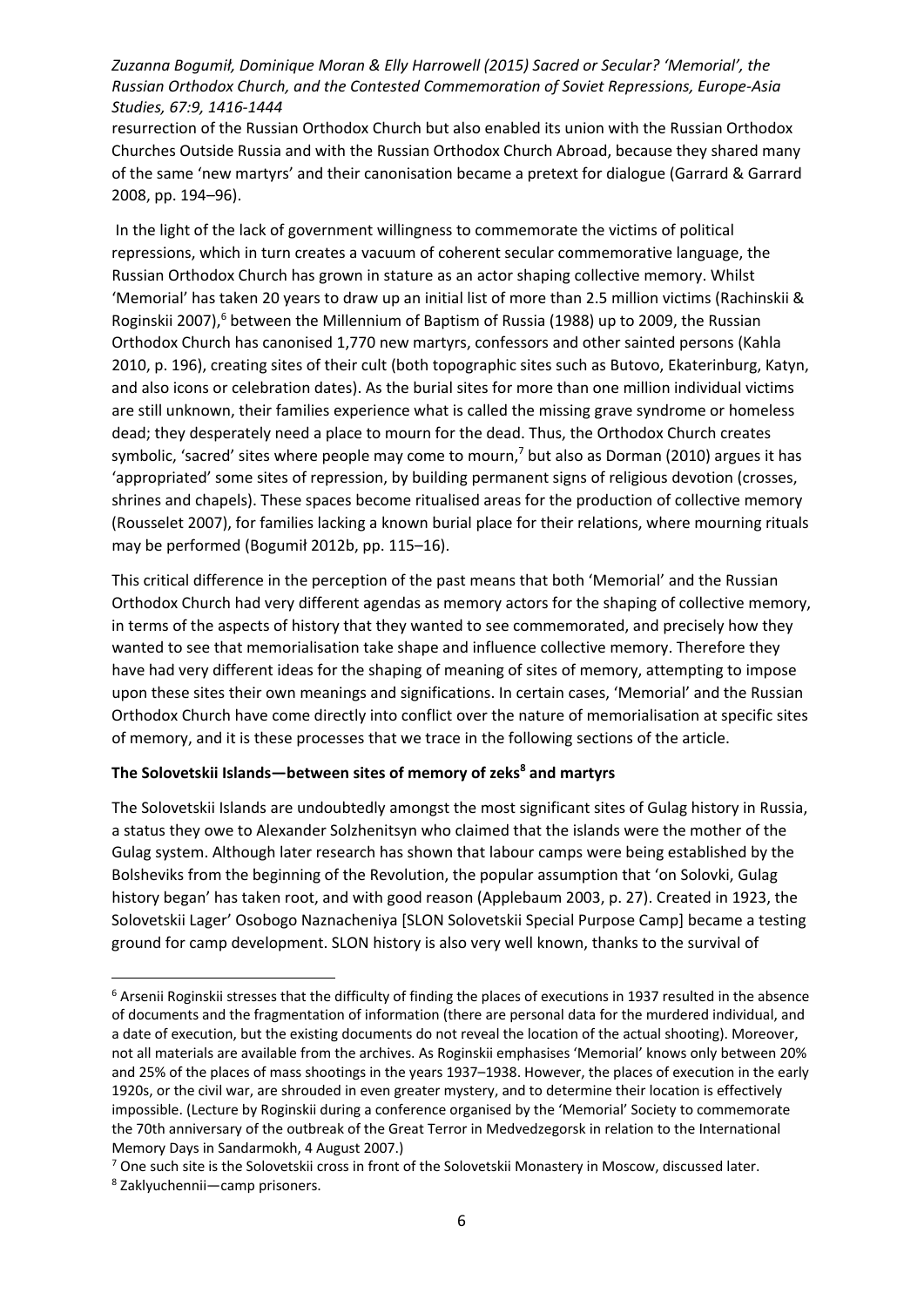resurrection of the Russian Orthodox Church but also enabled its union with the Russian Orthodox Churches Outside Russia and with the Russian Orthodox Church Abroad, because they shared many of the same 'new martyrs' and their canonisation became a pretext for dialogue (Garrard & Garrard 2008, pp. 194–96).

In the light of the lack of government willingness to commemorate the victims of political repressions, which in turn creates a vacuum of coherent secular commemorative language, the Russian Orthodox Church has grown in stature as an actor shaping collective memory. Whilst 'Memorial' has taken 20 years to draw up an initial list of more than 2.5 million victims (Rachinskii & Roginskii 2007),[6] between the Millennium of Baptism of Russia (1988) up to 2009, the Russian Orthodox Church has canonised 1,770 new martyrs, confessors and other sainted persons (Kahla 2010, p. 196), creating sites of their cult (both topographic sites such as Butovo, Ekaterinburg, Katyn, and also icons or celebration dates). As the burial sites for more than one million individual victims are still unknown, their families experience what is called the missing grave syndrome or homeless dead; they desperately need a place to mourn for the dead. Thus, the Orthodox Church creates symbolic, 'sacred' sites where people may come to mourn,[7] but also as Dorman (2010) argues it has 'appropriated' some sites of repression, by building permanent signs of religious devotion (crosses, shrines and chapels). These spaces become ritualised areas for the production of collective memory (Rousselet 2007), for families lacking a known burial place for their relations, where mourning rituals may be performed (Bogumił 2012b, pp. 115–16).

This critical difference in the perception of the past means that both 'Memorial' and the Russian Orthodox Church had very different agendas as memory actors for the shaping of collective memory, in terms of the aspects of history that they wanted to see commemorated, and precisely how they wanted to see that memorialisation take shape and influence collective memory. Therefore they have had very different ideas for the shaping of meaning of sites of memory, attempting to impose upon these sites their own meanings and significations. In certain cases, 'Memorial' and the Russian Orthodox Church have come directly into conflict over the nature of memorialisation at specific sites of memory, and it is these processes that we trace in the following sections of the article.

## The Solovetskii Islands—between sites of memory of zeks[8] and martyrs

The Solovetskii Islands are undoubtedly amongst the most significant sites of Gulag history in Russia, a status they owe to Alexander Solzhenitsyn who claimed that the islands were the mother of the Gulag system. Although later research has shown that labour camps were being established by the Bolsheviks from the beginning of the Revolution, the popular assumption that 'on Solovki, Gulag history began' has taken root, and with good reason (Applebaum 2003, p. 27). Created in 1923, the Solovetskii Lager' Osobogo Naznacheniya [SLON Solovetskii Special Purpose Camp] became a testing ground for camp development. SLON history is also very well known, thanks to the survival of

---

[6] Arsenii Roginskii stresses that the difficulty of finding the places of executions in 1937 resulted in the absence of documents and the fragmentation of information (there are personal data for the murdered individual, and a date of execution, but the existing documents do not reveal the location of the actual shooting). Moreover, not all materials are available from the archives. As Roginskii emphasises 'Memorial' knows only between 20% and 25% of the places of mass shootings in the years 1937–1938. However, the places of execution in the early 1920s, or the civil war, are shrouded in even greater mystery, and to determine their location is effectively impossible. (Lecture by Roginskii during a conference organised by the 'Memorial' Society to commemorate the 70th anniversary of the outbreak of the Great Terror in Medvedzegorsk in relation to the International Memory Days in Sandarmokh, 4 August 2007.)

[7] One such site is the Solovetskii cross in front of the Solovetskii Monastery in Moscow, discussed later.

[8] Zaklyuchennii—camp prisoners.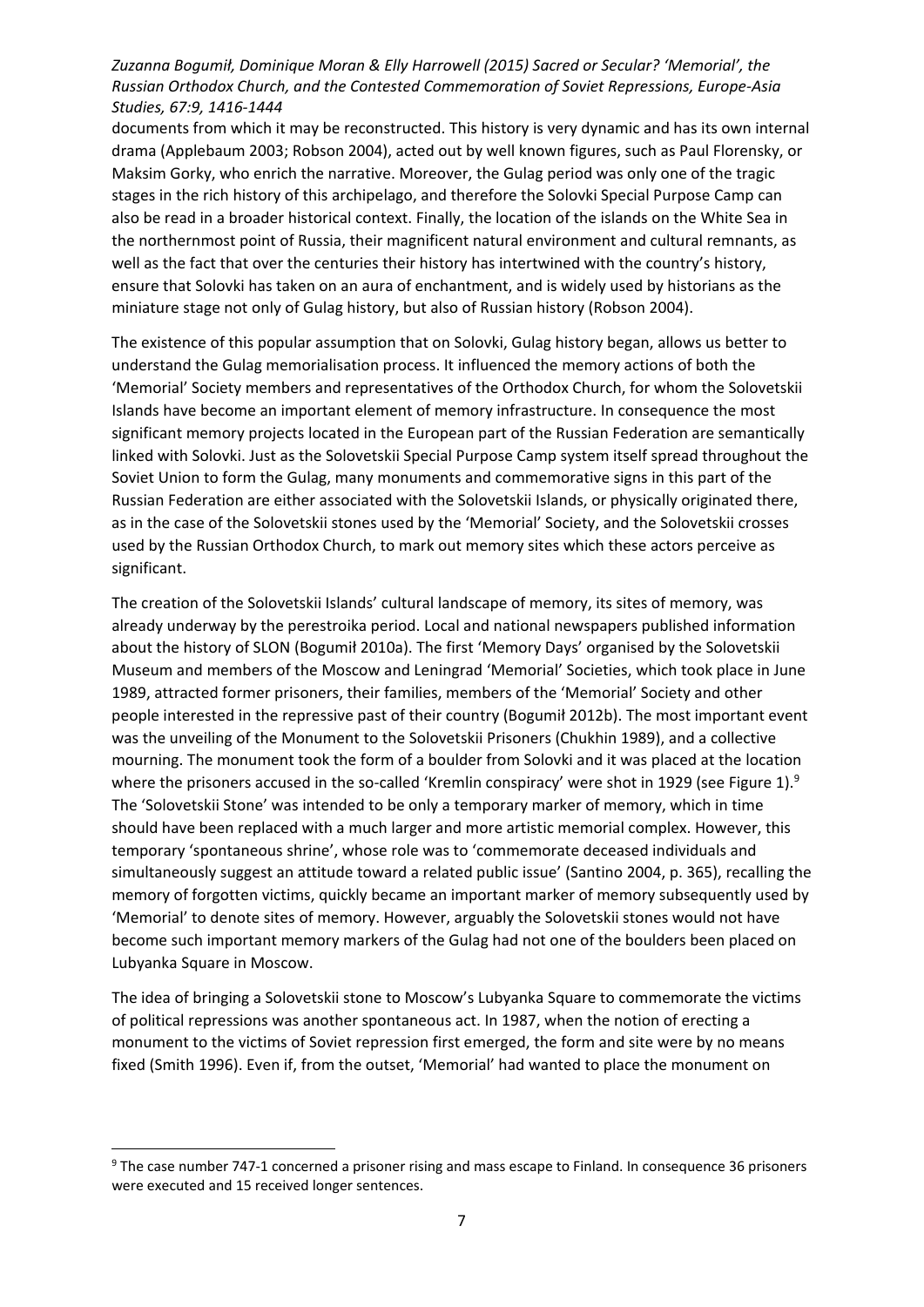documents from which it may be reconstructed. This history is very dynamic and has its own internal drama (Applebaum 2003; Robson 2004), acted out by well known figures, such as Paul Florensky, or Maksim Gorky, who enrich the narrative. Moreover, the Gulag period was only one of the tragic stages in the rich history of this archipelago, and therefore the Solovki Special Purpose Camp can also be read in a broader historical context. Finally, the location of the islands on the White Sea in the northernmost point of Russia, their magnificent natural environment and cultural remnants, as well as the fact that over the centuries their history has intertwined with the country's history, ensure that Solovki has taken on an aura of enchantment, and is widely used by historians as the miniature stage not only of Gulag history, but also of Russian history (Robson 2004).

The existence of this popular assumption that on Solovki, Gulag history began, allows us better to understand the Gulag memorialisation process. It influenced the memory actions of both the 'Memorial' Society members and representatives of the Orthodox Church, for whom the Solovetskii Islands have become an important element of memory infrastructure. In consequence the most significant memory projects located in the European part of the Russian Federation are semantically linked with Solovki. Just as the Solovetskii Special Purpose Camp system itself spread throughout the Soviet Union to form the Gulag, many monuments and commemorative signs in this part of the Russian Federation are either associated with the Solovetskii Islands, or physically originated there, as in the case of the Solovetskii stones used by the 'Memorial' Society, and the Solovetskii crosses used by the Russian Orthodox Church, to mark out memory sites which these actors perceive as significant.

The creation of the Solovetskii Islands' cultural landscape of memory, its sites of memory, was already underway by the perestroika period. Local and national newspapers published information about the history of SLON (Bogumił 2010a). The first 'Memory Days' organised by the Solovetskii Museum and members of the Moscow and Leningrad 'Memorial' Societies, which took place in June 1989, attracted former prisoners, their families, members of the 'Memorial' Society and other people interested in the repressive past of their country (Bogumił 2012b). The most important event was the unveiling of the Monument to the Solovetskii Prisoners (Chukhin 1989), and a collective mourning. The monument took the form of a boulder from Solovki and it was placed at the location where the prisoners accused in the so-called 'Kremlin conspiracy' were shot in 1929 (see Figure 1).[9] The 'Solovetskii Stone' was intended to be only a temporary marker of memory, which in time should have been replaced with a much larger and more artistic memorial complex. However, this temporary 'spontaneous shrine', whose role was to 'commemorate deceased individuals and simultaneously suggest an attitude toward a related public issue' (Santino 2004, p. 365), recalling the memory of forgotten victims, quickly became an important marker of memory subsequently used by 'Memorial' to denote sites of memory. However, arguably the Solovetskii stones would not have become such important memory markers of the Gulag had not one of the boulders been placed on Lubyanka Square in Moscow.

The idea of bringing a Solovetskii stone to Moscow's Lubyanka Square to commemorate the victims of political repressions was another spontaneous act. In 1987, when the notion of erecting a monument to the victims of Soviet repression first emerged, the form and site were by no means fixed (Smith 1996). Even if, from the outset, 'Memorial' had wanted to place the monument on

[9] The case number 747-1 concerned a prisoner rising and mass escape to Finland. In consequence 36 prisoners were executed and 15 received longer sentences.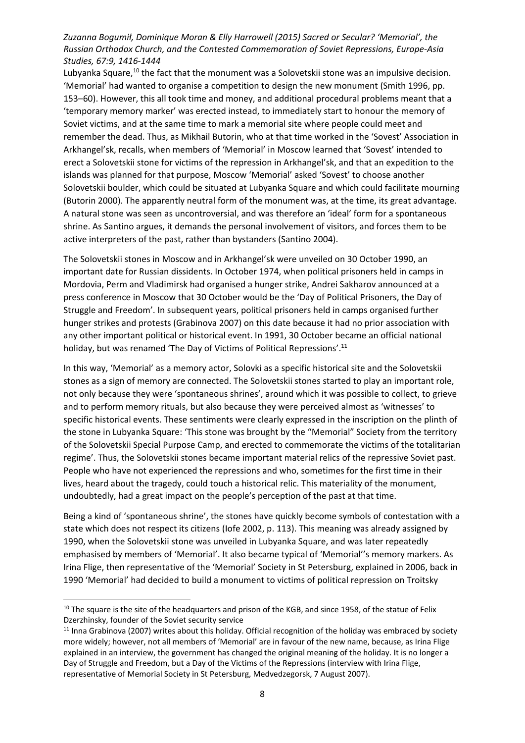Lubyanka Square,[10] the fact that the monument was a Solovetskii stone was an impulsive decision. 'Memorial' had wanted to organise a competition to design the new monument (Smith 1996, pp. 153–60). However, this all took time and money, and additional procedural problems meant that a 'temporary memory marker' was erected instead, to immediately start to honour the memory of Soviet victims, and at the same time to mark a memorial site where people could meet and remember the dead. Thus, as Mikhail Butorin, who at that time worked in the 'Sovest' Association in Arkhangel'sk, recalls, when members of 'Memorial' in Moscow learned that 'Sovest' intended to erect a Solovetskii stone for victims of the repression in Arkhangel'sk, and that an expedition to the islands was planned for that purpose, Moscow 'Memorial' asked 'Sovest' to choose another Solovetskii boulder, which could be situated at Lubyanka Square and which could facilitate mourning (Butorin 2000). The apparently neutral form of the monument was, at the time, its great advantage. A natural stone was seen as uncontroversial, and was therefore an 'ideal' form for a spontaneous shrine. As Santino argues, it demands the personal involvement of visitors, and forces them to be active interpreters of the past, rather than bystanders (Santino 2004).

The Solovetskii stones in Moscow and in Arkhangel'sk were unveiled on 30 October 1990, an important date for Russian dissidents. In October 1974, when political prisoners held in camps in Mordovia, Perm and Vladimirsk had organised a hunger strike, Andrei Sakharov announced at a press conference in Moscow that 30 October would be the 'Day of Political Prisoners, the Day of Struggle and Freedom'. In subsequent years, political prisoners held in camps organised further hunger strikes and protests (Grabinova 2007) on this date because it had no prior association with any other important political or historical event. In 1991, 30 October became an official national holiday, but was renamed 'The Day of Victims of Political Repressions'.[11]

In this way, 'Memorial' as a memory actor, Solovki as a specific historical site and the Solovetskii stones as a sign of memory are connected. The Solovetskii stones started to play an important role, not only because they were 'spontaneous shrines', around which it was possible to collect, to grieve and to perform memory rituals, but also because they were perceived almost as 'witnesses' to specific historical events. These sentiments were clearly expressed in the inscription on the plinth of the stone in Lubyanka Square: 'This stone was brought by the "Memorial" Society from the territory of the Solovetskii Special Purpose Camp, and erected to commemorate the victims of the totalitarian regime'. Thus, the Solovetskii stones became important material relics of the repressive Soviet past. People who have not experienced the repressions and who, sometimes for the first time in their lives, heard about the tragedy, could touch a historical relic. This materiality of the monument, undoubtedly, had a great impact on the people's perception of the past at that time.

Being a kind of 'spontaneous shrine', the stones have quickly become symbols of contestation with a state which does not respect its citizens (Iofe 2002, p. 113). This meaning was already assigned by 1990, when the Solovetskii stone was unveiled in Lubyanka Square, and was later repeatedly emphasised by members of 'Memorial'. It also became typical of 'Memorial''s memory markers. As Irina Flige, then representative of the 'Memorial' Society in St Petersburg, explained in 2006, back in 1990 'Memorial' had decided to build a monument to victims of political repression on Troitsky

---

[10] The square is the site of the headquarters and prison of the KGB, and since 1958, of the statue of Felix Dzerzhinsky, founder of the Soviet security service

[11] Inna Grabinova (2007) writes about this holiday. Official recognition of the holiday was embraced by society more widely; however, not all members of 'Memorial' are in favour of the new name, because, as Irina Flige explained in an interview, the government has changed the original meaning of the holiday. It is no longer a Day of Struggle and Freedom, but a Day of the Victims of the Repressions (interview with Irina Flige, representative of Memorial Society in St Petersburg, Medvedzegorsk, 7 August 2007).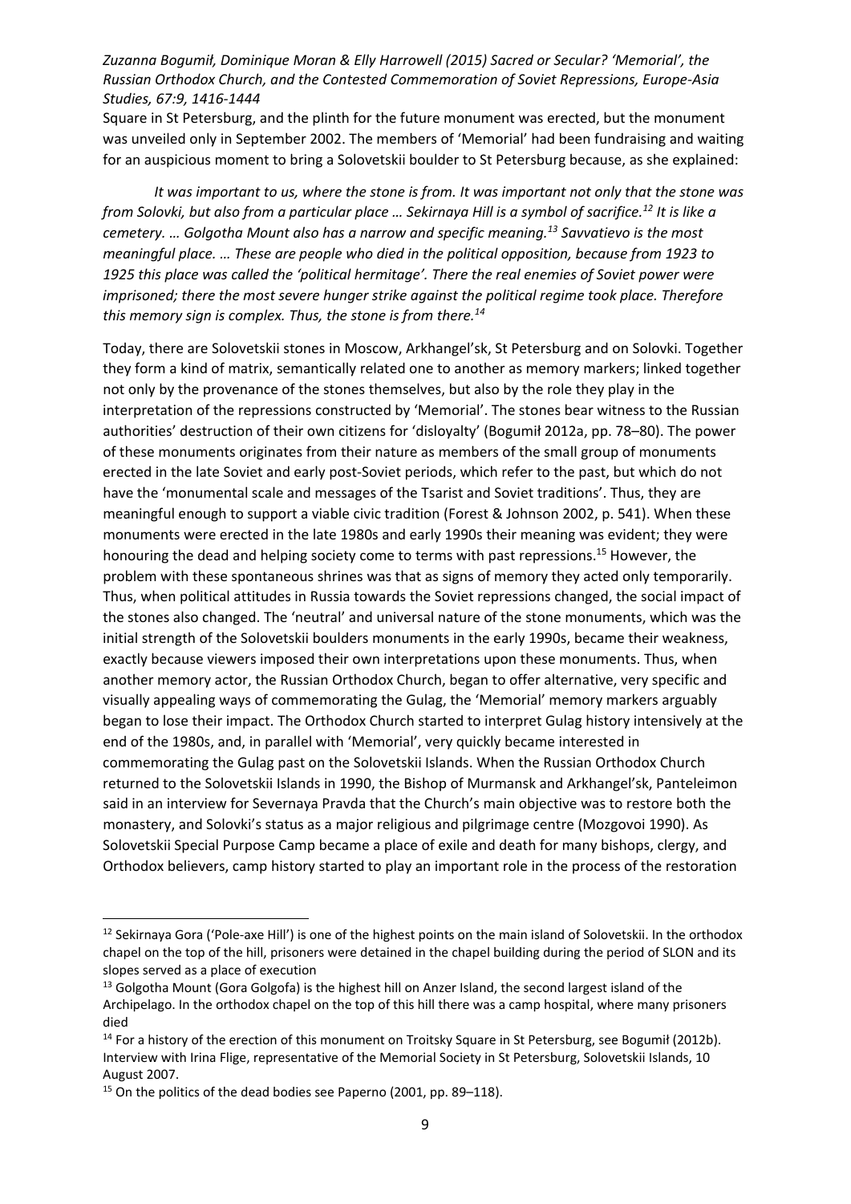Square in St Petersburg, and the plinth for the future monument was erected, but the monument was unveiled only in September 2002. The members of 'Memorial' had been fundraising and waiting for an auspicious moment to bring a Solovetskii boulder to St Petersburg because, as she explained:

> *It was important to us, where the stone is from. It was important not only that the stone was from Solovki, but also from a particular place … Sekirnaya Hill is a symbol of sacrifice.*[12] *It is like a cemetery. … Golgotha Mount also has a narrow and specific meaning.*[13] *Savvatievo is the most meaningful place. … These are people who died in the political opposition, because from 1923 to 1925 this place was called the 'political hermitage'. There the real enemies of Soviet power were imprisoned; there the most severe hunger strike against the political regime took place. Therefore this memory sign is complex. Thus, the stone is from there.*[14]

Today, there are Solovetskii stones in Moscow, Arkhangel'sk, St Petersburg and on Solovki. Together they form a kind of matrix, semantically related one to another as memory markers; linked together not only by the provenance of the stones themselves, but also by the role they play in the interpretation of the repressions constructed by 'Memorial'. The stones bear witness to the Russian authorities' destruction of their own citizens for 'disloyalty' (Bogumił 2012a, pp. 78–80). The power of these monuments originates from their nature as members of the small group of monuments erected in the late Soviet and early post-Soviet periods, which refer to the past, but which do not have the 'monumental scale and messages of the Tsarist and Soviet traditions'. Thus, they are meaningful enough to support a viable civic tradition (Forest & Johnson 2002, p. 541). When these monuments were erected in the late 1980s and early 1990s their meaning was evident; they were honouring the dead and helping society come to terms with past repressions.[15] However, the problem with these spontaneous shrines was that as signs of memory they acted only temporarily. Thus, when political attitudes in Russia towards the Soviet repressions changed, the social impact of the stones also changed. The 'neutral' and universal nature of the stone monuments, which was the initial strength of the Solovetskii boulders monuments in the early 1990s, became their weakness, exactly because viewers imposed their own interpretations upon these monuments. Thus, when another memory actor, the Russian Orthodox Church, began to offer alternative, very specific and visually appealing ways of commemorating the Gulag, the 'Memorial' memory markers arguably began to lose their impact. The Orthodox Church started to interpret Gulag history intensively at the end of the 1980s, and, in parallel with 'Memorial', very quickly became interested in commemorating the Gulag past on the Solovetskii Islands. When the Russian Orthodox Church returned to the Solovetskii Islands in 1990, the Bishop of Murmansk and Arkhangel'sk, Panteleimon said in an interview for Severnaya Pravda that the Church's main objective was to restore both the monastery, and Solovki's status as a major religious and pilgrimage centre (Mozgovoi 1990). As Solovetskii Special Purpose Camp became a place of exile and death for many bishops, clergy, and Orthodox believers, camp history started to play an important role in the process of the restoration

---

[12] Sekirnaya Gora ('Pole-axe Hill') is one of the highest points on the main island of Solovetskii. In the orthodox chapel on the top of the hill, prisoners were detained in the chapel building during the period of SLON and its slopes served as a place of execution

[13] Golgotha Mount (Gora Golgofa) is the highest hill on Anzer Island, the second largest island of the Archipelago. In the orthodox chapel on the top of this hill there was a camp hospital, where many prisoners died

[14] For a history of the erection of this monument on Troitsky Square in St Petersburg, see Bogumił (2012b). Interview with Irina Flige, representative of the Memorial Society in St Petersburg, Solovetskii Islands, 10 August 2007.

[15] On the politics of the dead bodies see Paperno (2001, pp. 89–118).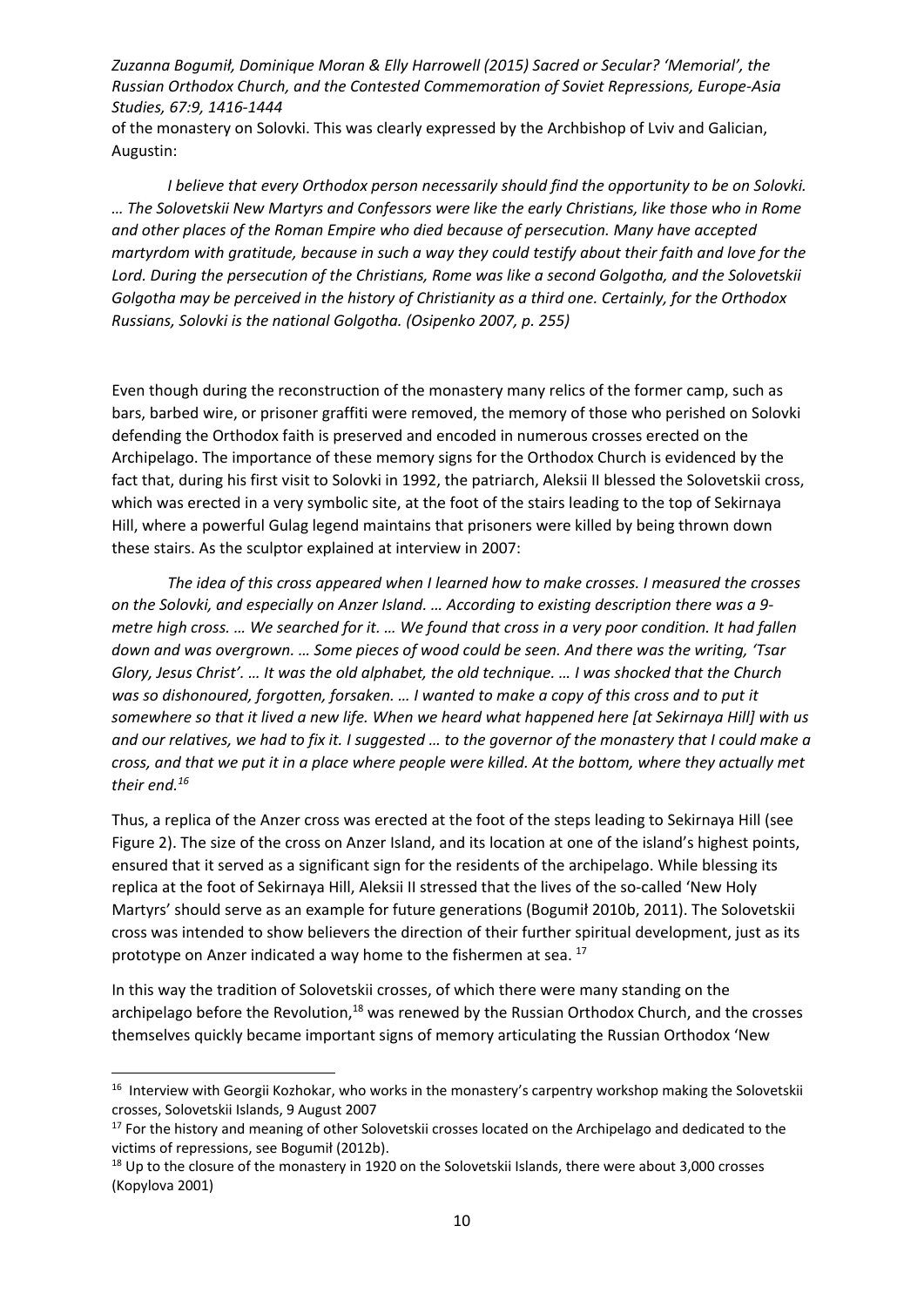of the monastery on Solovki. This was clearly expressed by the Archbishop of Lviv and Galician, Augustin:

> *I believe that every Orthodox person necessarily should find the opportunity to be on Solovki. … The Solovetskii New Martyrs and Confessors were like the early Christians, like those who in Rome and other places of the Roman Empire who died because of persecution. Many have accepted martyrdom with gratitude, because in such a way they could testify about their faith and love for the Lord. During the persecution of the Christians, Rome was like a second Golgotha, and the Solovetskii Golgotha may be perceived in the history of Christianity as a third one. Certainly, for the Orthodox Russians, Solovki is the national Golgotha. (Osipenko 2007, p. 255)*

Even though during the reconstruction of the monastery many relics of the former camp, such as bars, barbed wire, or prisoner graffiti were removed, the memory of those who perished on Solovki defending the Orthodox faith is preserved and encoded in numerous crosses erected on the Archipelago. The importance of these memory signs for the Orthodox Church is evidenced by the fact that, during his first visit to Solovki in 1992, the patriarch, Aleksii II blessed the Solovetskii cross, which was erected in a very symbolic site, at the foot of the stairs leading to the top of Sekirnaya Hill, where a powerful Gulag legend maintains that prisoners were killed by being thrown down these stairs. As the sculptor explained at interview in 2007:

> *The idea of this cross appeared when I learned how to make crosses. I measured the crosses on the Solovki, and especially on Anzer Island. … According to existing description there was a 9-metre high cross. … We searched for it. … We found that cross in a very poor condition. It had fallen down and was overgrown. … Some pieces of wood could be seen. And there was the writing, 'Tsar Glory, Jesus Christ'. … It was the old alphabet, the old technique. … I was shocked that the Church was so dishonoured, forgotten, forsaken. … I wanted to make a copy of this cross and to put it somewhere so that it lived a new life. When we heard what happened here [at Sekirnaya Hill] with us and our relatives, we had to fix it. I suggested … to the governor of the monastery that I could make a cross, and that we put it in a place where people were killed. At the bottom, where they actually met their end.*[16]

Thus, a replica of the Anzer cross was erected at the foot of the steps leading to Sekirnaya Hill (see Figure 2). The size of the cross on Anzer Island, and its location at one of the island's highest points, ensured that it served as a significant sign for the residents of the archipelago. While blessing its replica at the foot of Sekirnaya Hill, Aleksii II stressed that the lives of the so-called 'New Holy Martyrs' should serve as an example for future generations (Bogumił 2010b, 2011). The Solovetskii cross was intended to show believers the direction of their further spiritual development, just as its prototype on Anzer indicated a way home to the fishermen at sea. [17]

In this way the tradition of Solovetskii crosses, of which there were many standing on the archipelago before the Revolution,[18] was renewed by the Russian Orthodox Church, and the crosses themselves quickly became important signs of memory articulating the Russian Orthodox 'New

---

[16] Interview with Georgii Kozhokar, who works in the monastery's carpentry workshop making the Solovetskii crosses, Solovetskii Islands, 9 August 2007

[17] For the history and meaning of other Solovetskii crosses located on the Archipelago and dedicated to the victims of repressions, see Bogumił (2012b).

[18] Up to the closure of the monastery in 1920 on the Solovetskii Islands, there were about 3,000 crosses (Kopylova 2001)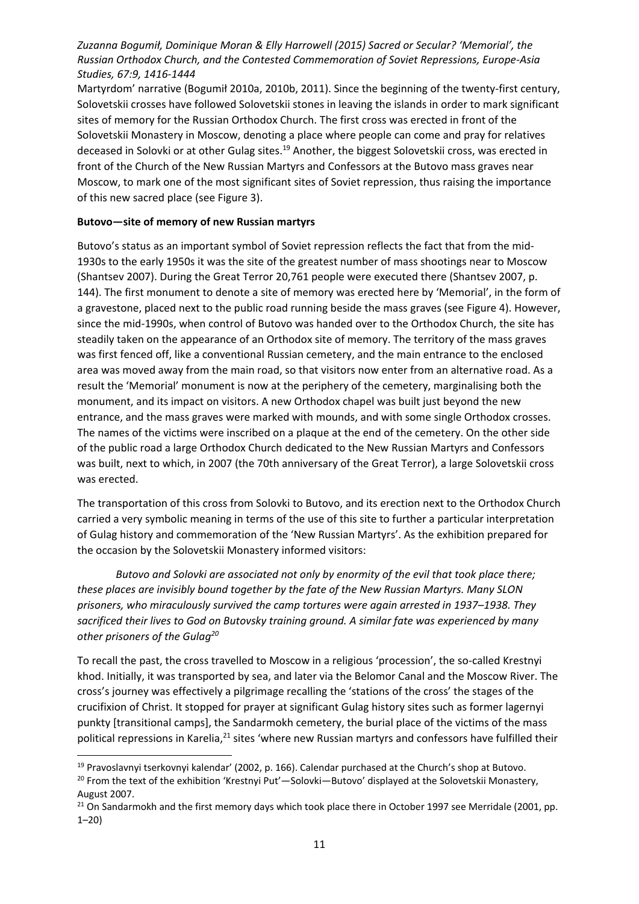Martyrdom' narrative (Bogumił 2010a, 2010b, 2011). Since the beginning of the twenty-first century, Solovetskii crosses have followed Solovetskii stones in leaving the islands in order to mark significant sites of memory for the Russian Orthodox Church. The first cross was erected in front of the Solovetskii Monastery in Moscow, denoting a place where people can come and pray for relatives deceased in Solovki or at other Gulag sites.[19] Another, the biggest Solovetskii cross, was erected in front of the Church of the New Russian Martyrs and Confessors at the Butovo mass graves near Moscow, to mark one of the most significant sites of Soviet repression, thus raising the importance of this new sacred place (see Figure 3).

**Butovo—site of memory of new Russian martyrs**

Butovo's status as an important symbol of Soviet repression reflects the fact that from the mid-1930s to the early 1950s it was the site of the greatest number of mass shootings near to Moscow (Shantsev 2007). During the Great Terror 20,761 people were executed there (Shantsev 2007, p. 144). The first monument to denote a site of memory was erected here by 'Memorial', in the form of a gravestone, placed next to the public road running beside the mass graves (see Figure 4). However, since the mid-1990s, when control of Butovo was handed over to the Orthodox Church, the site has steadily taken on the appearance of an Orthodox site of memory. The territory of the mass graves was first fenced off, like a conventional Russian cemetery, and the main entrance to the enclosed area was moved away from the main road, so that visitors now enter from an alternative road. As a result the 'Memorial' monument is now at the periphery of the cemetery, marginalising both the monument, and its impact on visitors. A new Orthodox chapel was built just beyond the new entrance, and the mass graves were marked with mounds, and with some single Orthodox crosses. The names of the victims were inscribed on a plaque at the end of the cemetery. On the other side of the public road a large Orthodox Church dedicated to the New Russian Martyrs and Confessors was built, next to which, in 2007 (the 70th anniversary of the Great Terror), a large Solovetskii cross was erected.

The transportation of this cross from Solovki to Butovo, and its erection next to the Orthodox Church carried a very symbolic meaning in terms of the use of this site to further a particular interpretation of Gulag history and commemoration of the 'New Russian Martyrs'. As the exhibition prepared for the occasion by the Solovetskii Monastery informed visitors:

> *Butovo and Solovki are associated not only by enormity of the evil that took place there; these places are invisibly bound together by the fate of the New Russian Martyrs. Many SLON prisoners, who miraculously survived the camp tortures were again arrested in 1937–1938. They sacrificed their lives to God on Butovsky training ground. A similar fate was experienced by many other prisoners of the Gulag*[20]

To recall the past, the cross travelled to Moscow in a religious 'procession', the so-called Krestnyi khod. Initially, it was transported by sea, and later via the Belomor Canal and the Moscow River. The cross's journey was effectively a pilgrimage recalling the 'stations of the cross' the stages of the crucifixion of Christ. It stopped for prayer at significant Gulag history sites such as former lagernyi punkty [transitional camps], the Sandarmokh cemetery, the burial place of the victims of the mass political repressions in Karelia,[21] sites 'where new Russian martyrs and confessors have fulfilled their

---

[19] Pravoslavnyi tserkovnyi kalendar' (2002, p. 166). Calendar purchased at the Church's shop at Butovo.

[20] From the text of the exhibition 'Krestnyi Put'—Solovki—Butovo' displayed at the Solovetskii Monastery, August 2007.

[21] On Sandarmokh and the first memory days which took place there in October 1997 see Merridale (2001, pp. 1–20)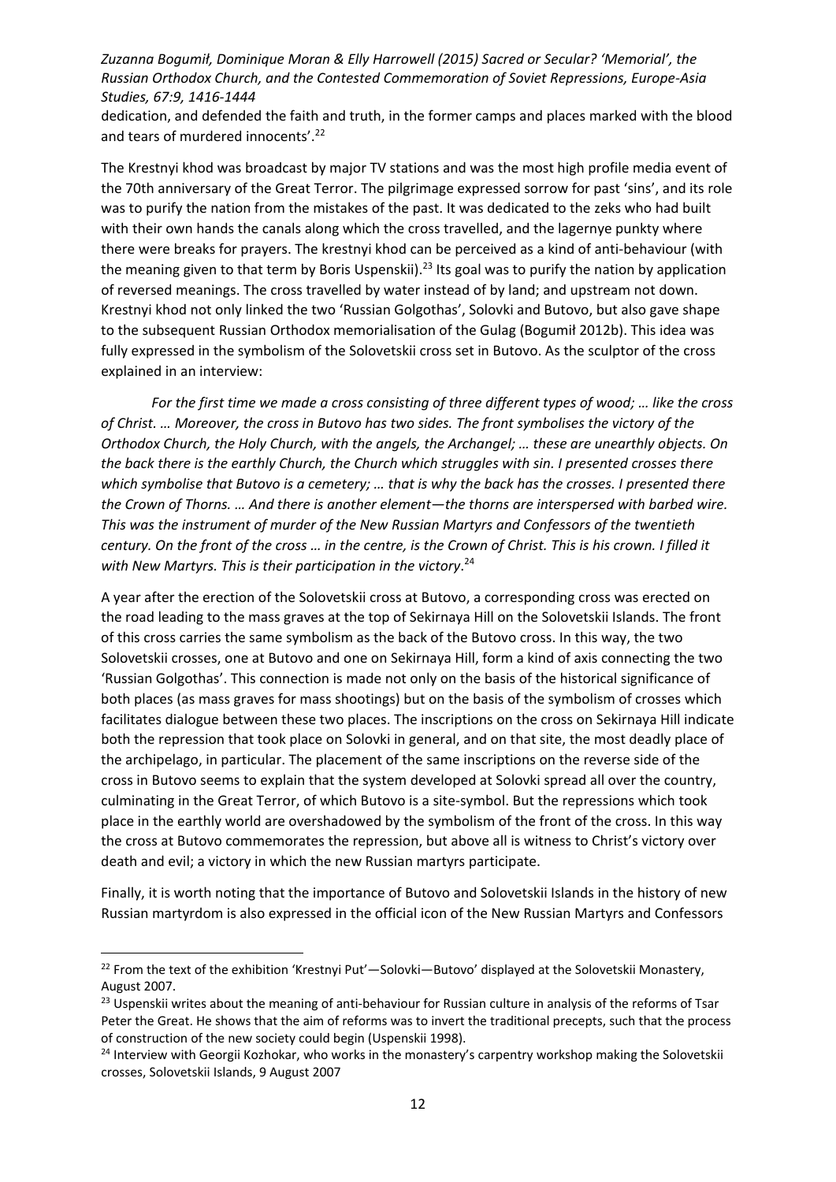dedication, and defended the faith and truth, in the former camps and places marked with the blood and tears of murdered innocents'.[22]

The Krestnyi khod was broadcast by major TV stations and was the most high profile media event of the 70th anniversary of the Great Terror. The pilgrimage expressed sorrow for past 'sins', and its role was to purify the nation from the mistakes of the past. It was dedicated to the zeks who had built with their own hands the canals along which the cross travelled, and the lagernye punkty where there were breaks for prayers. The krestnyi khod can be perceived as a kind of anti-behaviour (with the meaning given to that term by Boris Uspenskii).[23] Its goal was to purify the nation by application of reversed meanings. The cross travelled by water instead of by land; and upstream not down. Krestnyi khod not only linked the two 'Russian Golgothas', Solovki and Butovo, but also gave shape to the subsequent Russian Orthodox memorialisation of the Gulag (Bogumił 2012b). This idea was fully expressed in the symbolism of the Solovetskii cross set in Butovo. As the sculptor of the cross explained in an interview:

> *For the first time we made a cross consisting of three different types of wood; … like the cross of Christ. … Moreover, the cross in Butovo has two sides. The front symbolises the victory of the Orthodox Church, the Holy Church, with the angels, the Archangel; … these are unearthly objects. On the back there is the earthly Church, the Church which struggles with sin. I presented crosses there which symbolise that Butovo is a cemetery; … that is why the back has the crosses. I presented there the Crown of Thorns. … And there is another element—the thorns are interspersed with barbed wire. This was the instrument of murder of the New Russian Martyrs and Confessors of the twentieth century. On the front of the cross … in the centre, is the Crown of Christ. This is his crown. I filled it with New Martyrs. This is their participation in the victory*.[24]

A year after the erection of the Solovetskii cross at Butovo, a corresponding cross was erected on the road leading to the mass graves at the top of Sekirnaya Hill on the Solovetskii Islands. The front of this cross carries the same symbolism as the back of the Butovo cross. In this way, the two Solovetskii crosses, one at Butovo and one on Sekirnaya Hill, form a kind of axis connecting the two 'Russian Golgothas'. This connection is made not only on the basis of the historical significance of both places (as mass graves for mass shootings) but on the basis of the symbolism of crosses which facilitates dialogue between these two places. The inscriptions on the cross on Sekirnaya Hill indicate both the repression that took place on Solovki in general, and on that site, the most deadly place of the archipelago, in particular. The placement of the same inscriptions on the reverse side of the cross in Butovo seems to explain that the system developed at Solovki spread all over the country, culminating in the Great Terror, of which Butovo is a site-symbol. But the repressions which took place in the earthly world are overshadowed by the symbolism of the front of the cross. In this way the cross at Butovo commemorates the repression, but above all is witness to Christ's victory over death and evil; a victory in which the new Russian martyrs participate.

Finally, it is worth noting that the importance of Butovo and Solovetskii Islands in the history of new Russian martyrdom is also expressed in the official icon of the New Russian Martyrs and Confessors

---

[22] From the text of the exhibition 'Krestnyi Put'—Solovki—Butovo' displayed at the Solovetskii Monastery, August 2007.

[23] Uspenskii writes about the meaning of anti-behaviour for Russian culture in analysis of the reforms of Tsar Peter the Great. He shows that the aim of reforms was to invert the traditional precepts, such that the process of construction of the new society could begin (Uspenskii 1998).

[24] Interview with Georgii Kozhokar, who works in the monastery's carpentry workshop making the Solovetskii crosses, Solovetskii Islands, 9 August 2007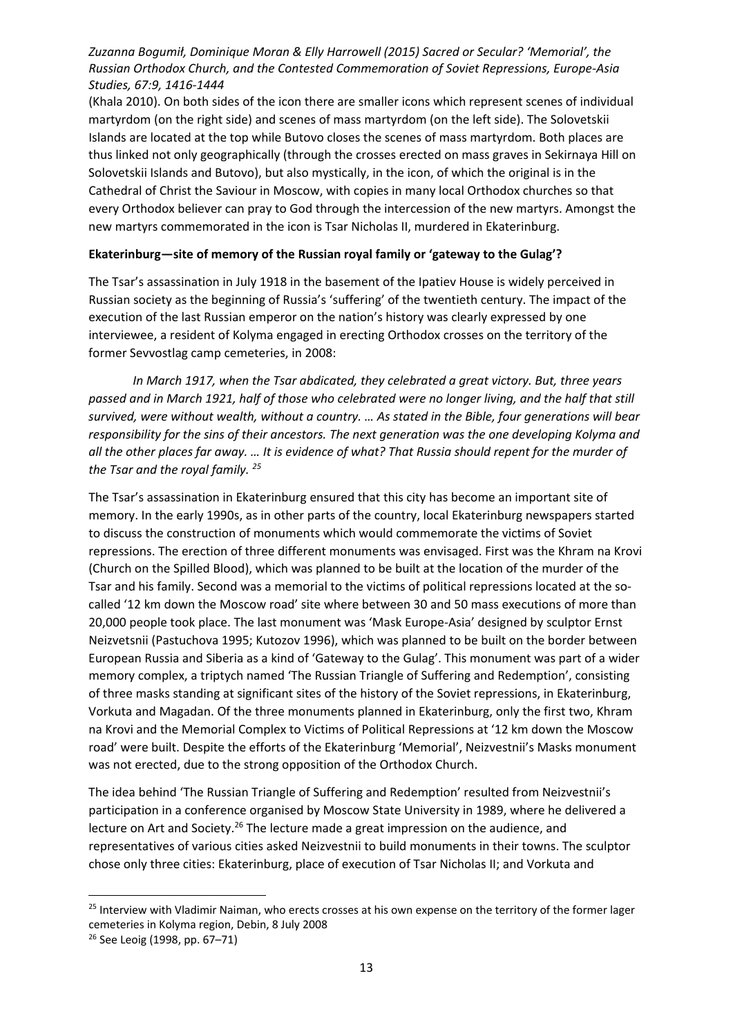(Khala 2010). On both sides of the icon there are smaller icons which represent scenes of individual martyrdom (on the right side) and scenes of mass martyrdom (on the left side). The Solovetskii Islands are located at the top while Butovo closes the scenes of mass martyrdom. Both places are thus linked not only geographically (through the crosses erected on mass graves in Sekirnaya Hill on Solovetskii Islands and Butovo), but also mystically, in the icon, of which the original is in the Cathedral of Christ the Saviour in Moscow, with copies in many local Orthodox churches so that every Orthodox believer can pray to God through the intercession of the new martyrs. Amongst the new martyrs commemorated in the icon is Tsar Nicholas II, murdered in Ekaterinburg.

**Ekaterinburg—site of memory of the Russian royal family or 'gateway to the Gulag'?**

The Tsar's assassination in July 1918 in the basement of the Ipatiev House is widely perceived in Russian society as the beginning of Russia's 'suffering' of the twentieth century. The impact of the execution of the last Russian emperor on the nation's history was clearly expressed by one interviewee, a resident of Kolyma engaged in erecting Orthodox crosses on the territory of the former Sevvostlag camp cemeteries, in 2008:

> *In March 1917, when the Tsar abdicated, they celebrated a great victory. But, three years passed and in March 1921, half of those who celebrated were no longer living, and the half that still survived, were without wealth, without a country. … As stated in the Bible, four generations will bear responsibility for the sins of their ancestors. The next generation was the one developing Kolyma and all the other places far away. … It is evidence of what? That Russia should repent for the murder of the Tsar and the royal family.* [25]

The Tsar's assassination in Ekaterinburg ensured that this city has become an important site of memory. In the early 1990s, as in other parts of the country, local Ekaterinburg newspapers started to discuss the construction of monuments which would commemorate the victims of Soviet repressions. The erection of three different monuments was envisaged. First was the Khram na Krovi (Church on the Spilled Blood), which was planned to be built at the location of the murder of the Tsar and his family. Second was a memorial to the victims of political repressions located at the so-called '12 km down the Moscow road' site where between 30 and 50 mass executions of more than 20,000 people took place. The last monument was 'Mask Europe-Asia' designed by sculptor Ernst Neizvetsnii (Pastuchova 1995; Kutozov 1996), which was planned to be built on the border between European Russia and Siberia as a kind of 'Gateway to the Gulag'. This monument was part of a wider memory complex, a triptych named 'The Russian Triangle of Suffering and Redemption', consisting of three masks standing at significant sites of the history of the Soviet repressions, in Ekaterinburg, Vorkuta and Magadan. Of the three monuments planned in Ekaterinburg, only the first two, Khram na Krovi and the Memorial Complex to Victims of Political Repressions at '12 km down the Moscow road' were built. Despite the efforts of the Ekaterinburg 'Memorial', Neizvestnii's Masks monument was not erected, due to the strong opposition of the Orthodox Church.

The idea behind 'The Russian Triangle of Suffering and Redemption' resulted from Neizvestnii's participation in a conference organised by Moscow State University in 1989, where he delivered a lecture on Art and Society.[26] The lecture made a great impression on the audience, and representatives of various cities asked Neizvestnii to build monuments in their towns. The sculptor chose only three cities: Ekaterinburg, place of execution of Tsar Nicholas II; and Vorkuta and

---

[25] Interview with Vladimir Naiman, who erects crosses at his own expense on the territory of the former lager cemeteries in Kolyma region, Debin, 8 July 2008

[26] See Leoig (1998, pp. 67–71)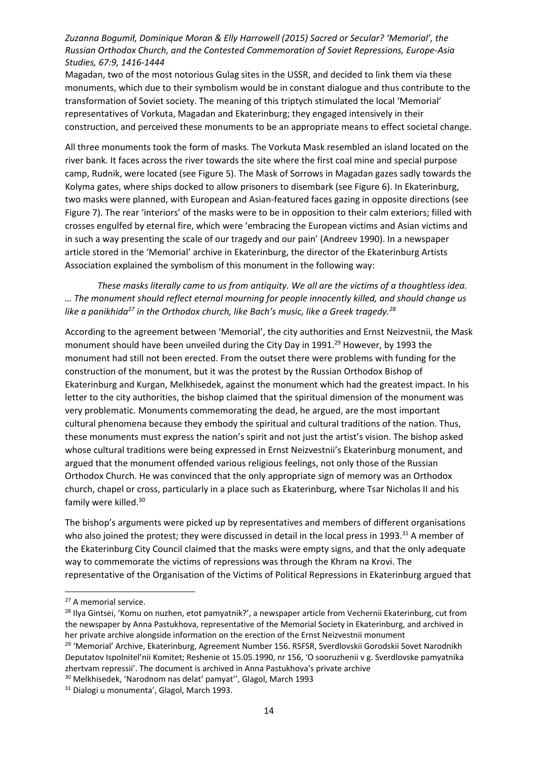Magadan, two of the most notorious Gulag sites in the USSR, and decided to link them via these monuments, which due to their symbolism would be in constant dialogue and thus contribute to the transformation of Soviet society. The meaning of this triptych stimulated the local 'Memorial' representatives of Vorkuta, Magadan and Ekaterinburg; they engaged intensively in their construction, and perceived these monuments to be an appropriate means to effect societal change.

All three monuments took the form of masks. The Vorkuta Mask resembled an island located on the river bank. It faces across the river towards the site where the first coal mine and special purpose camp, Rudnik, were located (see Figure 5). The Mask of Sorrows in Magadan gazes sadly towards the Kolyma gates, where ships docked to allow prisoners to disembark (see Figure 6). In Ekaterinburg, two masks were planned, with European and Asian-featured faces gazing in opposite directions (see Figure 7). The rear 'interiors' of the masks were to be in opposition to their calm exteriors; filled with crosses engulfed by eternal fire, which were 'embracing the European victims and Asian victims and in such a way presenting the scale of our tragedy and our pain' (Andreev 1990). In a newspaper article stored in the 'Memorial' archive in Ekaterinburg, the director of the Ekaterinburg Artists Association explained the symbolism of this monument in the following way:

> *These masks literally came to us from antiquity. We all are the victims of a thoughtless idea. … The monument should reflect eternal mourning for people innocently killed, and should change us like a panikhida[27] in the Orthodox church, like Bach's music, like a Greek tragedy.[28]*

According to the agreement between 'Memorial', the city authorities and Ernst Neizvestnii, the Mask monument should have been unveiled during the City Day in 1991.[29] However, by 1993 the monument had still not been erected. From the outset there were problems with funding for the construction of the monument, but it was the protest by the Russian Orthodox Bishop of Ekaterinburg and Kurgan, Melkhisedek, against the monument which had the greatest impact. In his letter to the city authorities, the bishop claimed that the spiritual dimension of the monument was very problematic. Monuments commemorating the dead, he argued, are the most important cultural phenomena because they embody the spiritual and cultural traditions of the nation. Thus, these monuments must express the nation's spirit and not just the artist's vision. The bishop asked whose cultural traditions were being expressed in Ernst Neizvestnii's Ekaterinburg monument, and argued that the monument offended various religious feelings, not only those of the Russian Orthodox Church. He was convinced that the only appropriate sign of memory was an Orthodox church, chapel or cross, particularly in a place such as Ekaterinburg, where Tsar Nicholas II and his family were killed.[30]

The bishop's arguments were picked up by representatives and members of different organisations who also joined the protest; they were discussed in detail in the local press in 1993.[31] A member of the Ekaterinburg City Council claimed that the masks were empty signs, and that the only adequate way to commemorate the victims of repressions was through the Khram na Krovi. The representative of the Organisation of the Victims of Political Repressions in Ekaterinburg argued that

---

[27] A memorial service.

[28] Ilya Gintsei, 'Komu on nuzhen, etot pamyatnik?', a newspaper article from Vechernii Ekaterinburg, cut from the newspaper by Anna Pastukhova, representative of the Memorial Society in Ekaterinburg, and archived in her private archive alongside information on the erection of the Ernst Neizvestnii monument

[29] 'Memorial' Archive, Ekaterinburg, Agreement Number 156. RSFSR, Sverdlovskii Gorodskii Sovet Narodnikh Deputatov Ispolnitel'nii Komitet; Reshenie ot 15.05.1990, nr 156, 'O sooruzhenii v g. Sverdlovske pamyatnika zhertvam repressii'. The document is archived in Anna Pastukhova's private archive

[30] Melkhisedek, 'Narodnom nas delat' pamyat'', Glagol, March 1993

[31] Dialogi u monumenta', Glagol, March 1993.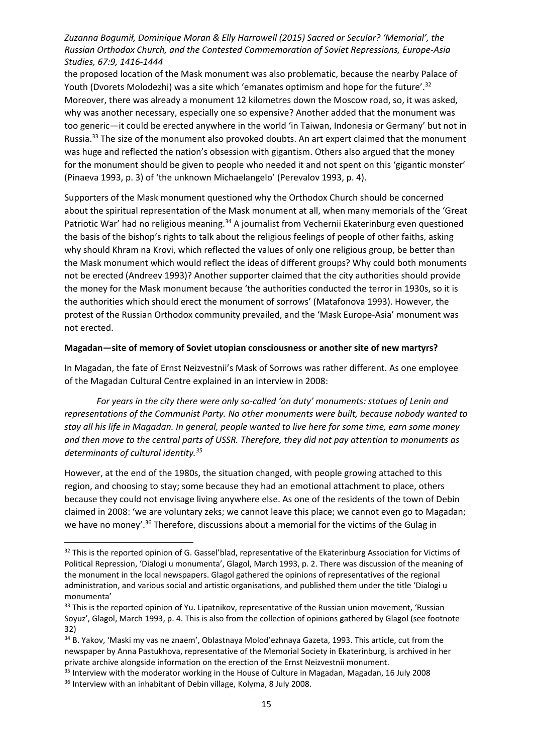the proposed location of the Mask monument was also problematic, because the nearby Palace of Youth (Dvorets Molodezhi) was a site which 'emanates optimism and hope for the future'.[32] Moreover, there was already a monument 12 kilometres down the Moscow road, so, it was asked, why was another necessary, especially one so expensive? Another added that the monument was too generic—it could be erected anywhere in the world 'in Taiwan, Indonesia or Germany' but not in Russia.[33] The size of the monument also provoked doubts. An art expert claimed that the monument was huge and reflected the nation's obsession with gigantism. Others also argued that the money for the monument should be given to people who needed it and not spent on this 'gigantic monster' (Pinaeva 1993, p. 3) of 'the unknown Michaelangelo' (Perevalov 1993, p. 4).

Supporters of the Mask monument questioned why the Orthodox Church should be concerned about the spiritual representation of the Mask monument at all, when many memorials of the 'Great Patriotic War' had no religious meaning.[34] A journalist from Vechernii Ekaterinburg even questioned the basis of the bishop's rights to talk about the religious feelings of people of other faiths, asking why should Khram na Krovi, which reflected the values of only one religious group, be better than the Mask monument which would reflect the ideas of different groups? Why could both monuments not be erected (Andreev 1993)? Another supporter claimed that the city authorities should provide the money for the Mask monument because 'the authorities conducted the terror in 1930s, so it is the authorities which should erect the monument of sorrows' (Matafonova 1993). However, the protest of the Russian Orthodox community prevailed, and the 'Mask Europe-Asia' monument was not erected.

**Magadan—site of memory of Soviet utopian consciousness or another site of new martyrs?**

In Magadan, the fate of Ernst Neizvestnii's Mask of Sorrows was rather different. As one employee of the Magadan Cultural Centre explained in an interview in 2008:

> *For years in the city there were only so-called 'on duty' monuments: statues of Lenin and representations of the Communist Party. No other monuments were built, because nobody wanted to stay all his life in Magadan. In general, people wanted to live here for some time, earn some money and then move to the central parts of USSR. Therefore, they did not pay attention to monuments as determinants of cultural identity.*[35]

However, at the end of the 1980s, the situation changed, with people growing attached to this region, and choosing to stay; some because they had an emotional attachment to place, others because they could not envisage living anywhere else. As one of the residents of the town of Debin claimed in 2008: 'we are voluntary zeks; we cannot leave this place; we cannot even go to Magadan; we have no money'.[36] Therefore, discussions about a memorial for the victims of the Gulag in

---

[32] This is the reported opinion of G. Gassel'blad, representative of the Ekaterinburg Association for Victims of Political Repression, 'Dialogi u monumenta', Glagol, March 1993, p. 2. There was discussion of the meaning of the monument in the local newspapers. Glagol gathered the opinions of representatives of the regional administration, and various social and artistic organisations, and published them under the title 'Dialogi u monumenta'

[33] This is the reported opinion of Yu. Lipatnikov, representative of the Russian union movement, 'Russian Soyuz', Glagol, March 1993, p. 4. This is also from the collection of opinions gathered by Glagol (see footnote 32)

[34] B. Yakov, 'Maski my vas ne znaem', Oblastnaya Molod'ezhnaya Gazeta, 1993. This article, cut from the newspaper by Anna Pastukhova, representative of the Memorial Society in Ekaterinburg, is archived in her private archive alongside information on the erection of the Ernst Neizvestnii monument.

[35] Interview with the moderator working in the House of Culture in Magadan, Magadan, 16 July 2008

[36] Interview with an inhabitant of Debin village, Kolyma, 8 July 2008.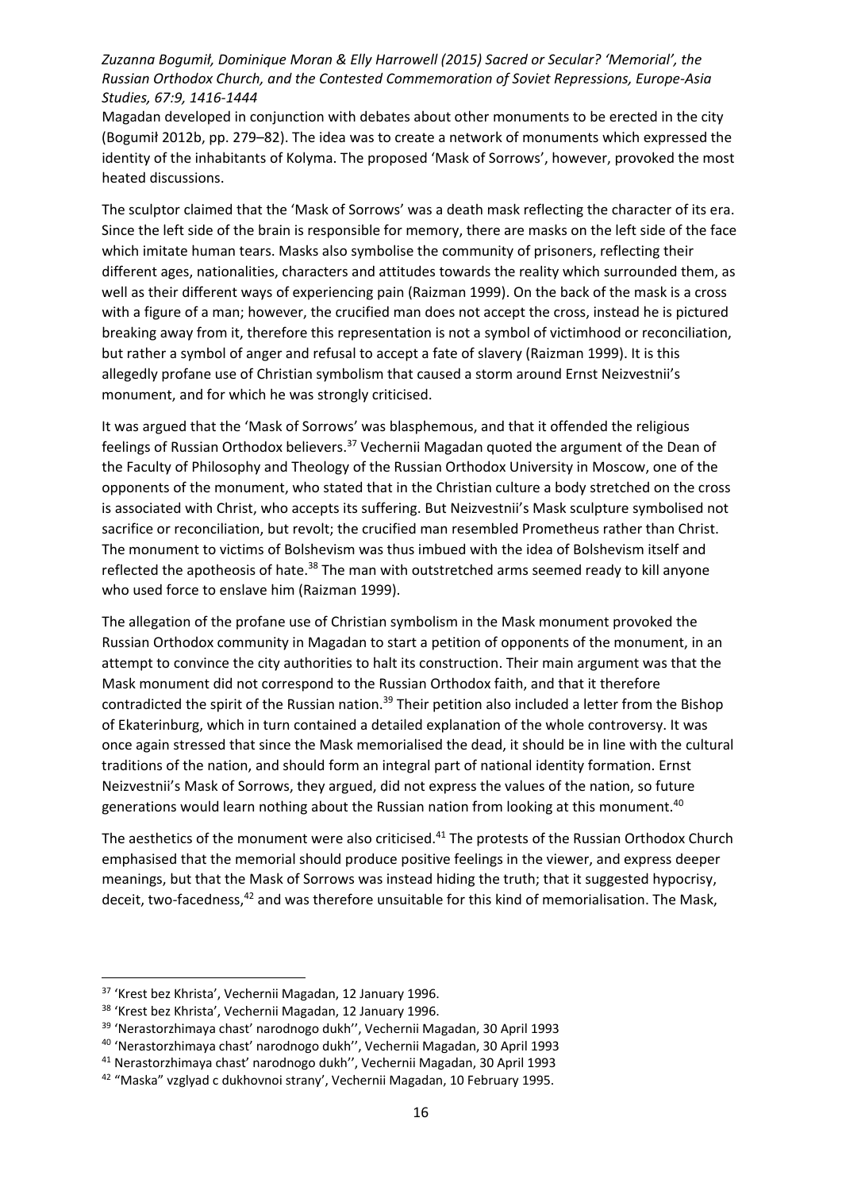Magadan developed in conjunction with debates about other monuments to be erected in the city (Bogumił 2012b, pp. 279–82). The idea was to create a network of monuments which expressed the identity of the inhabitants of Kolyma. The proposed 'Mask of Sorrows', however, provoked the most heated discussions.

The sculptor claimed that the 'Mask of Sorrows' was a death mask reflecting the character of its era. Since the left side of the brain is responsible for memory, there are masks on the left side of the face which imitate human tears. Masks also symbolise the community of prisoners, reflecting their different ages, nationalities, characters and attitudes towards the reality which surrounded them, as well as their different ways of experiencing pain (Raizman 1999). On the back of the mask is a cross with a figure of a man; however, the crucified man does not accept the cross, instead he is pictured breaking away from it, therefore this representation is not a symbol of victimhood or reconciliation, but rather a symbol of anger and refusal to accept a fate of slavery (Raizman 1999). It is this allegedly profane use of Christian symbolism that caused a storm around Ernst Neizvestnii's monument, and for which he was strongly criticised.

It was argued that the 'Mask of Sorrows' was blasphemous, and that it offended the religious feelings of Russian Orthodox believers.[37] Vechernii Magadan quoted the argument of the Dean of the Faculty of Philosophy and Theology of the Russian Orthodox University in Moscow, one of the opponents of the monument, who stated that in the Christian culture a body stretched on the cross is associated with Christ, who accepts its suffering. But Neizvestnii's Mask sculpture symbolised not sacrifice or reconciliation, but revolt; the crucified man resembled Prometheus rather than Christ. The monument to victims of Bolshevism was thus imbued with the idea of Bolshevism itself and reflected the apotheosis of hate.[38] The man with outstretched arms seemed ready to kill anyone who used force to enslave him (Raizman 1999).

The allegation of the profane use of Christian symbolism in the Mask monument provoked the Russian Orthodox community in Magadan to start a petition of opponents of the monument, in an attempt to convince the city authorities to halt its construction. Their main argument was that the Mask monument did not correspond to the Russian Orthodox faith, and that it therefore contradicted the spirit of the Russian nation.[39] Their petition also included a letter from the Bishop of Ekaterinburg, which in turn contained a detailed explanation of the whole controversy. It was once again stressed that since the Mask memorialised the dead, it should be in line with the cultural traditions of the nation, and should form an integral part of national identity formation. Ernst Neizvestnii's Mask of Sorrows, they argued, did not express the values of the nation, so future generations would learn nothing about the Russian nation from looking at this monument.[40]

The aesthetics of the monument were also criticised.[41] The protests of the Russian Orthodox Church emphasised that the memorial should produce positive feelings in the viewer, and express deeper meanings, but that the Mask of Sorrows was instead hiding the truth; that it suggested hypocrisy, deceit, two-facedness,[42] and was therefore unsuitable for this kind of memorialisation. The Mask,

---

[37] 'Krest bez Khrista', Vechernii Magadan, 12 January 1996.

[38] 'Krest bez Khrista', Vechernii Magadan, 12 January 1996.

[39] 'Nerastorzhimaya chast' narodnogo dukh'', Vechernii Magadan, 30 April 1993

[40] 'Nerastorzhimaya chast' narodnogo dukh'', Vechernii Magadan, 30 April 1993

[41] Nerastorzhimaya chast' narodnogo dukh'', Vechernii Magadan, 30 April 1993

[42] "Maska" vzglyad c dukhovnoi strany', Vechernii Magadan, 10 February 1995.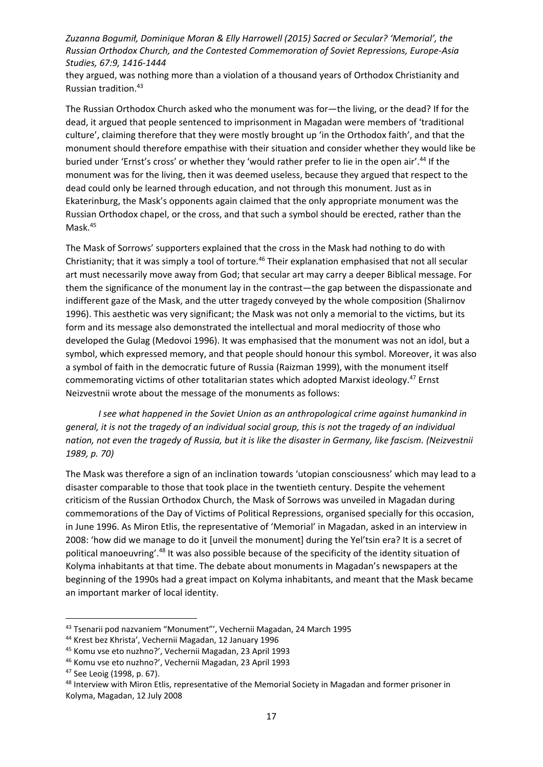they argued, was nothing more than a violation of a thousand years of Orthodox Christianity and Russian tradition.[43]

The Russian Orthodox Church asked who the monument was for—the living, or the dead? If for the dead, it argued that people sentenced to imprisonment in Magadan were members of 'traditional culture', claiming therefore that they were mostly brought up 'in the Orthodox faith', and that the monument should therefore empathise with their situation and consider whether they would like be buried under 'Ernst's cross' or whether they 'would rather prefer to lie in the open air'.[44] If the monument was for the living, then it was deemed useless, because they argued that respect to the dead could only be learned through education, and not through this monument. Just as in Ekaterinburg, the Mask's opponents again claimed that the only appropriate monument was the Russian Orthodox chapel, or the cross, and that such a symbol should be erected, rather than the Mask.[45]

The Mask of Sorrows' supporters explained that the cross in the Mask had nothing to do with Christianity; that it was simply a tool of torture.[46] Their explanation emphasised that not all secular art must necessarily move away from God; that secular art may carry a deeper Biblical message. For them the significance of the monument lay in the contrast—the gap between the dispassionate and indifferent gaze of the Mask, and the utter tragedy conveyed by the whole composition (Shalirnov 1996). This aesthetic was very significant; the Mask was not only a memorial to the victims, but its form and its message also demonstrated the intellectual and moral mediocrity of those who developed the Gulag (Medovoi 1996). It was emphasised that the monument was not an idol, but a symbol, which expressed memory, and that people should honour this symbol. Moreover, it was also a symbol of faith in the democratic future of Russia (Raizman 1999), with the monument itself commemorating victims of other totalitarian states which adopted Marxist ideology.[47] Ernst Neizvestnii wrote about the message of the monuments as follows:

> *I see what happened in the Soviet Union as an anthropological crime against humankind in general, it is not the tragedy of an individual social group, this is not the tragedy of an individual nation, not even the tragedy of Russia, but it is like the disaster in Germany, like fascism. (Neizvestnii 1989, p. 70)*

The Mask was therefore a sign of an inclination towards 'utopian consciousness' which may lead to a disaster comparable to those that took place in the twentieth century. Despite the vehement criticism of the Russian Orthodox Church, the Mask of Sorrows was unveiled in Magadan during commemorations of the Day of Victims of Political Repressions, organised specially for this occasion, in June 1996. As Miron Etlis, the representative of 'Memorial' in Magadan, asked in an interview in 2008: 'how did we manage to do it [unveil the monument] during the Yel'tsin era? It is a secret of political manoeuvring'.[48] It was also possible because of the specificity of the identity situation of Kolyma inhabitants at that time. The debate about monuments in Magadan's newspapers at the beginning of the 1990s had a great impact on Kolyma inhabitants, and meant that the Mask became an important marker of local identity.

---

[43] Tsenarii pod nazvaniem "Monument"', Vechernii Magadan, 24 March 1995

[44] Krest bez Khrista', Vechernii Magadan, 12 January 1996

[45] Komu vse eto nuzhno?', Vechernii Magadan, 23 April 1993

[46] Komu vse eto nuzhno?', Vechernii Magadan, 23 April 1993

[47] See Leoig (1998, p. 67).

[48] Interview with Miron Etlis, representative of the Memorial Society in Magadan and former prisoner in Kolyma, Magadan, 12 July 2008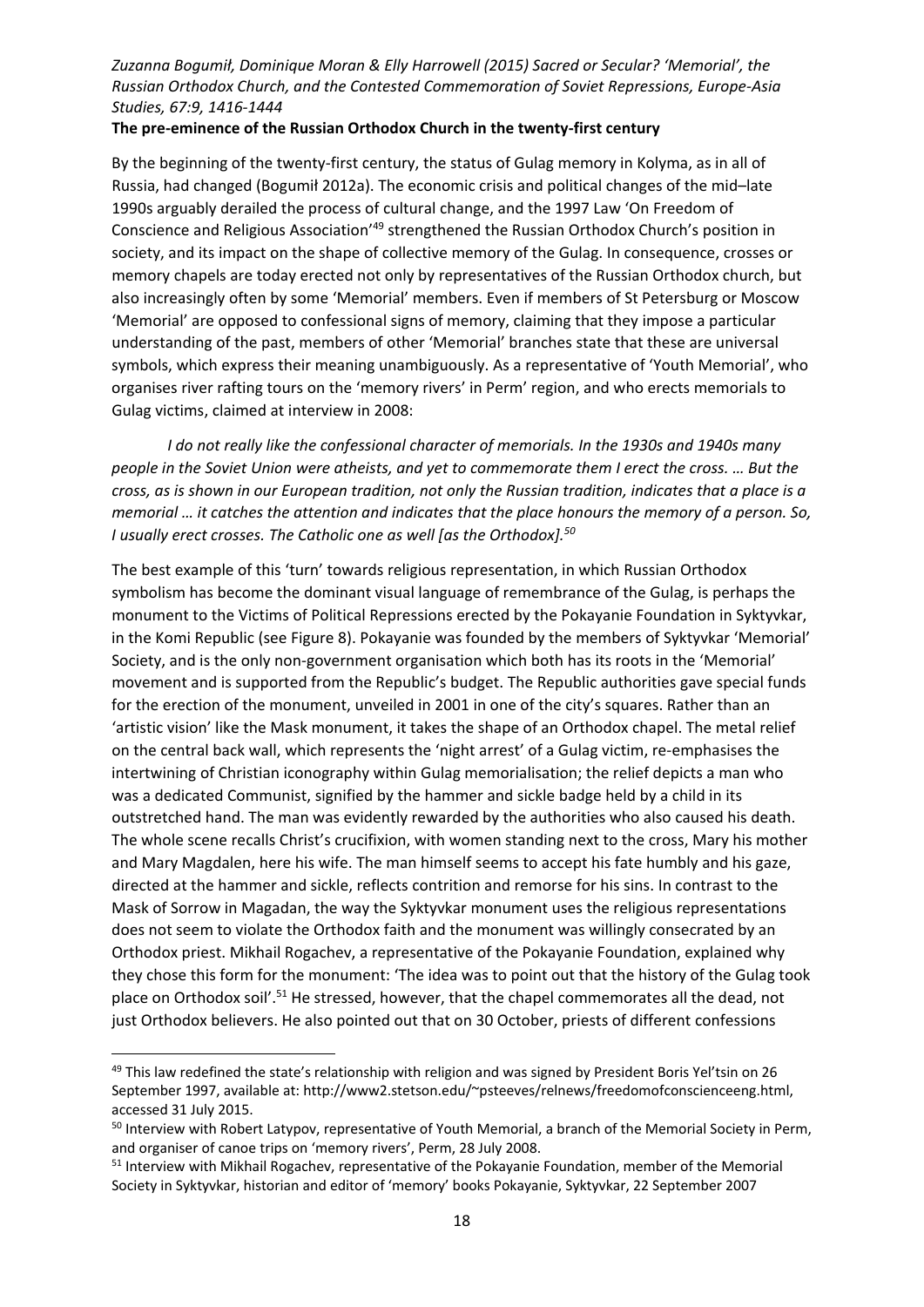**The pre-eminence of the Russian Orthodox Church in the twenty-first century**

By the beginning of the twenty-first century, the status of Gulag memory in Kolyma, as in all of Russia, had changed (Bogumił 2012a). The economic crisis and political changes of the mid–late 1990s arguably derailed the process of cultural change, and the 1997 Law 'On Freedom of Conscience and Religious Association'[49] strengthened the Russian Orthodox Church's position in society, and its impact on the shape of collective memory of the Gulag. In consequence, crosses or memory chapels are today erected not only by representatives of the Russian Orthodox church, but also increasingly often by some 'Memorial' members. Even if members of St Petersburg or Moscow 'Memorial' are opposed to confessional signs of memory, claiming that they impose a particular understanding of the past, members of other 'Memorial' branches state that these are universal symbols, which express their meaning unambiguously. As a representative of 'Youth Memorial', who organises river rafting tours on the 'memory rivers' in Perm' region, and who erects memorials to Gulag victims, claimed at interview in 2008:

> *I do not really like the confessional character of memorials. In the 1930s and 1940s many people in the Soviet Union were atheists, and yet to commemorate them I erect the cross. … But the cross, as is shown in our European tradition, not only the Russian tradition, indicates that a place is a memorial … it catches the attention and indicates that the place honours the memory of a person. So, I usually erect crosses. The Catholic one as well [as the Orthodox].*[50]

The best example of this 'turn' towards religious representation, in which Russian Orthodox symbolism has become the dominant visual language of remembrance of the Gulag, is perhaps the monument to the Victims of Political Repressions erected by the Pokayanie Foundation in Syktyvkar, in the Komi Republic (see Figure 8). Pokayanie was founded by the members of Syktyvkar 'Memorial' Society, and is the only non-government organisation which both has its roots in the 'Memorial' movement and is supported from the Republic's budget. The Republic authorities gave special funds for the erection of the monument, unveiled in 2001 in one of the city's squares. Rather than an 'artistic vision' like the Mask monument, it takes the shape of an Orthodox chapel. The metal relief on the central back wall, which represents the 'night arrest' of a Gulag victim, re-emphasises the intertwining of Christian iconography within Gulag memorialisation; the relief depicts a man who was a dedicated Communist, signified by the hammer and sickle badge held by a child in its outstretched hand. The man was evidently rewarded by the authorities who also caused his death. The whole scene recalls Christ's crucifixion, with women standing next to the cross, Mary his mother and Mary Magdalen, here his wife. The man himself seems to accept his fate humbly and his gaze, directed at the hammer and sickle, reflects contrition and remorse for his sins. In contrast to the Mask of Sorrow in Magadan, the way the Syktyvkar monument uses the religious representations does not seem to violate the Orthodox faith and the monument was willingly consecrated by an Orthodox priest. Mikhail Rogachev, a representative of the Pokayanie Foundation, explained why they chose this form for the monument: 'The idea was to point out that the history of the Gulag took place on Orthodox soil'.[51] He stressed, however, that the chapel commemorates all the dead, not just Orthodox believers. He also pointed out that on 30 October, priests of different confessions

---

[49] This law redefined the state's relationship with religion and was signed by President Boris Yel'tsin on 26 September 1997, available at: http://www2.stetson.edu/~psteeves/relnews/freedomofconscienceeng.html, accessed 31 July 2015.

[50] Interview with Robert Latypov, representative of Youth Memorial, a branch of the Memorial Society in Perm, and organiser of canoe trips on 'memory rivers', Perm, 28 July 2008.

[51] Interview with Mikhail Rogachev, representative of the Pokayanie Foundation, member of the Memorial Society in Syktyvkar, historian and editor of 'memory' books Pokayanie, Syktyvkar, 22 September 2007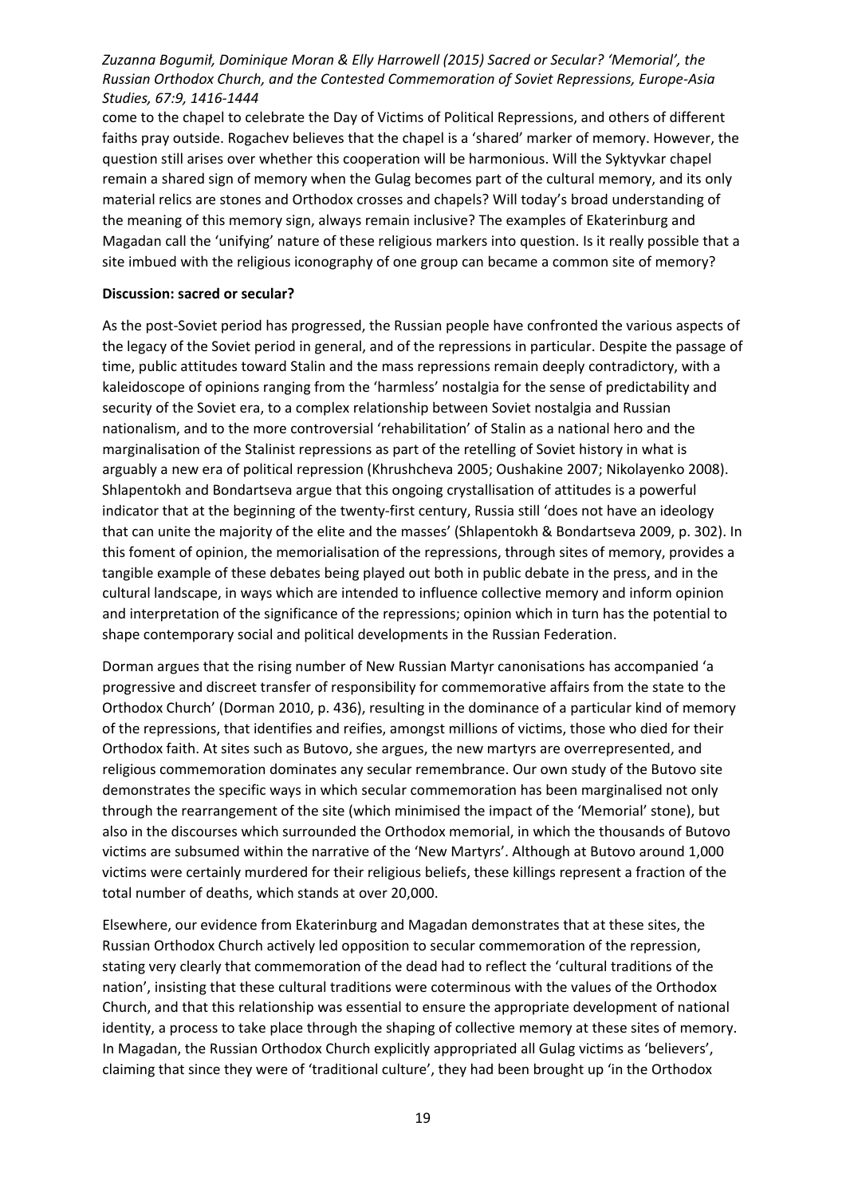come to the chapel to celebrate the Day of Victims of Political Repressions, and others of different faiths pray outside. Rogachev believes that the chapel is a 'shared' marker of memory. However, the question still arises over whether this cooperation will be harmonious. Will the Syktyvkar chapel remain a shared sign of memory when the Gulag becomes part of the cultural memory, and its only material relics are stones and Orthodox crosses and chapels? Will today's broad understanding of the meaning of this memory sign, always remain inclusive? The examples of Ekaterinburg and Magadan call the 'unifying' nature of these religious markers into question. Is it really possible that a site imbued with the religious iconography of one group can became a common site of memory?

**Discussion: sacred or secular?**

As the post-Soviet period has progressed, the Russian people have confronted the various aspects of the legacy of the Soviet period in general, and of the repressions in particular. Despite the passage of time, public attitudes toward Stalin and the mass repressions remain deeply contradictory, with a kaleidoscope of opinions ranging from the 'harmless' nostalgia for the sense of predictability and security of the Soviet era, to a complex relationship between Soviet nostalgia and Russian nationalism, and to the more controversial 'rehabilitation' of Stalin as a national hero and the marginalisation of the Stalinist repressions as part of the retelling of Soviet history in what is arguably a new era of political repression (Khrushcheva 2005; Oushakine 2007; Nikolayenko 2008). Shlapentokh and Bondartseva argue that this ongoing crystallisation of attitudes is a powerful indicator that at the beginning of the twenty-first century, Russia still 'does not have an ideology that can unite the majority of the elite and the masses' (Shlapentokh & Bondartseva 2009, p. 302). In this foment of opinion, the memorialisation of the repressions, through sites of memory, provides a tangible example of these debates being played out both in public debate in the press, and in the cultural landscape, in ways which are intended to influence collective memory and inform opinion and interpretation of the significance of the repressions; opinion which in turn has the potential to shape contemporary social and political developments in the Russian Federation.

Dorman argues that the rising number of New Russian Martyr canonisations has accompanied 'a progressive and discreet transfer of responsibility for commemorative affairs from the state to the Orthodox Church' (Dorman 2010, p. 436), resulting in the dominance of a particular kind of memory of the repressions, that identifies and reifies, amongst millions of victims, those who died for their Orthodox faith. At sites such as Butovo, she argues, the new martyrs are overrepresented, and religious commemoration dominates any secular remembrance. Our own study of the Butovo site demonstrates the specific ways in which secular commemoration has been marginalised not only through the rearrangement of the site (which minimised the impact of the 'Memorial' stone), but also in the discourses which surrounded the Orthodox memorial, in which the thousands of Butovo victims are subsumed within the narrative of the 'New Martyrs'. Although at Butovo around 1,000 victims were certainly murdered for their religious beliefs, these killings represent a fraction of the total number of deaths, which stands at over 20,000.

Elsewhere, our evidence from Ekaterinburg and Magadan demonstrates that at these sites, the Russian Orthodox Church actively led opposition to secular commemoration of the repression, stating very clearly that commemoration of the dead had to reflect the 'cultural traditions of the nation', insisting that these cultural traditions were coterminous with the values of the Orthodox Church, and that this relationship was essential to ensure the appropriate development of national identity, a process to take place through the shaping of collective memory at these sites of memory. In Magadan, the Russian Orthodox Church explicitly appropriated all Gulag victims as 'believers', claiming that since they were of 'traditional culture', they had been brought up 'in the Orthodox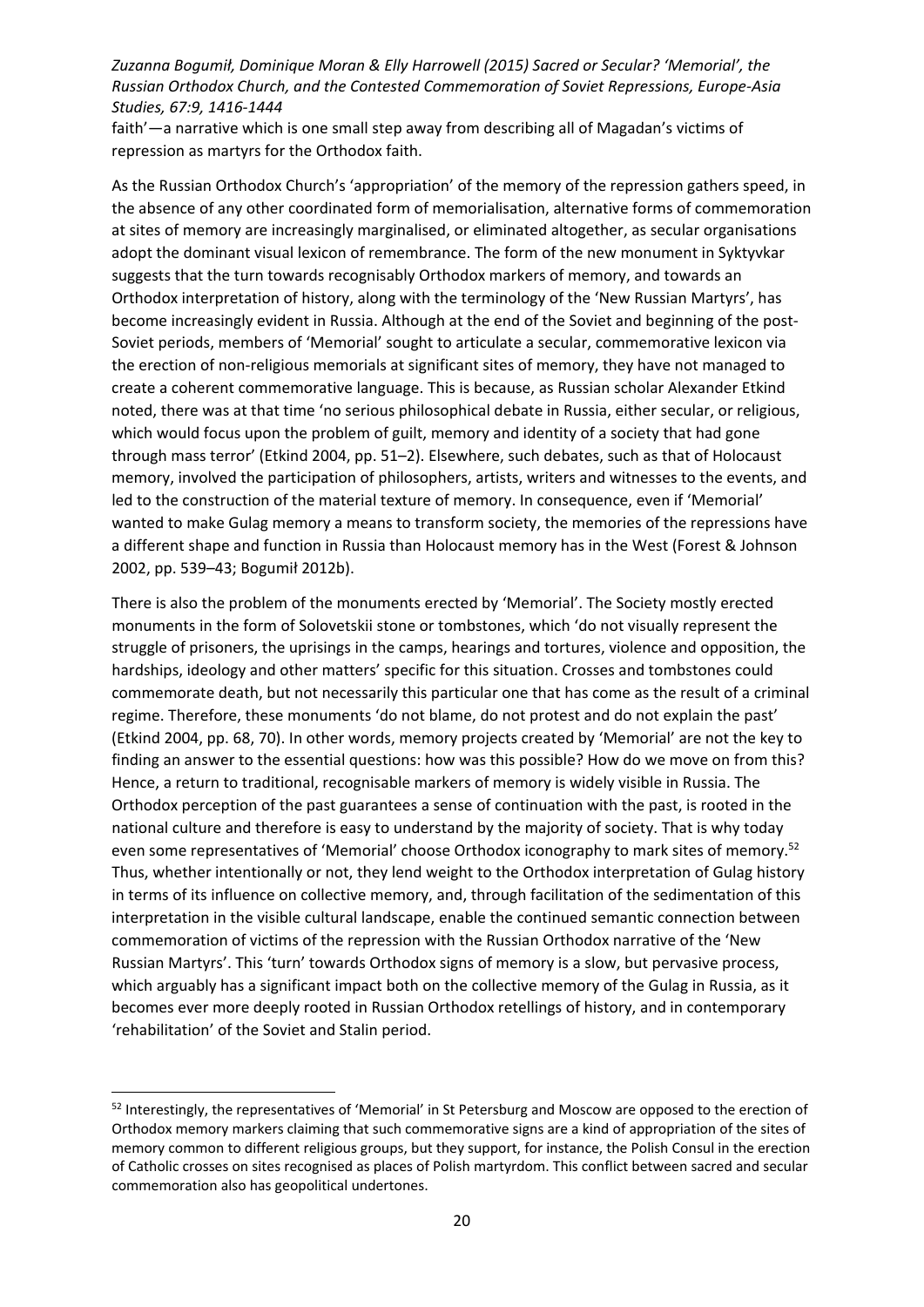faith'—a narrative which is one small step away from describing all of Magadan's victims of repression as martyrs for the Orthodox faith.

As the Russian Orthodox Church's 'appropriation' of the memory of the repression gathers speed, in the absence of any other coordinated form of memorialisation, alternative forms of commemoration at sites of memory are increasingly marginalised, or eliminated altogether, as secular organisations adopt the dominant visual lexicon of remembrance. The form of the new monument in Syktyvkar suggests that the turn towards recognisably Orthodox markers of memory, and towards an Orthodox interpretation of history, along with the terminology of the 'New Russian Martyrs', has become increasingly evident in Russia. Although at the end of the Soviet and beginning of the post-Soviet periods, members of 'Memorial' sought to articulate a secular, commemorative lexicon via the erection of non-religious memorials at significant sites of memory, they have not managed to create a coherent commemorative language. This is because, as Russian scholar Alexander Etkind noted, there was at that time 'no serious philosophical debate in Russia, either secular, or religious, which would focus upon the problem of guilt, memory and identity of a society that had gone through mass terror' (Etkind 2004, pp. 51–2). Elsewhere, such debates, such as that of Holocaust memory, involved the participation of philosophers, artists, writers and witnesses to the events, and led to the construction of the material texture of memory. In consequence, even if 'Memorial' wanted to make Gulag memory a means to transform society, the memories of the repressions have a different shape and function in Russia than Holocaust memory has in the West (Forest & Johnson 2002, pp. 539–43; Bogumił 2012b).

There is also the problem of the monuments erected by 'Memorial'. The Society mostly erected monuments in the form of Solovetskii stone or tombstones, which 'do not visually represent the struggle of prisoners, the uprisings in the camps, hearings and tortures, violence and opposition, the hardships, ideology and other matters' specific for this situation. Crosses and tombstones could commemorate death, but not necessarily this particular one that has come as the result of a criminal regime. Therefore, these monuments 'do not blame, do not protest and do not explain the past' (Etkind 2004, pp. 68, 70). In other words, memory projects created by 'Memorial' are not the key to finding an answer to the essential questions: how was this possible? How do we move on from this? Hence, a return to traditional, recognisable markers of memory is widely visible in Russia. The Orthodox perception of the past guarantees a sense of continuation with the past, is rooted in the national culture and therefore is easy to understand by the majority of society. That is why today even some representatives of 'Memorial' choose Orthodox iconography to mark sites of memory.[52] Thus, whether intentionally or not, they lend weight to the Orthodox interpretation of Gulag history in terms of its influence on collective memory, and, through facilitation of the sedimentation of this interpretation in the visible cultural landscape, enable the continued semantic connection between commemoration of victims of the repression with the Russian Orthodox narrative of the 'New Russian Martyrs'. This 'turn' towards Orthodox signs of memory is a slow, but pervasive process, which arguably has a significant impact both on the collective memory of the Gulag in Russia, as it becomes ever more deeply rooted in Russian Orthodox retellings of history, and in contemporary 'rehabilitation' of the Soviet and Stalin period.

[52] Interestingly, the representatives of 'Memorial' in St Petersburg and Moscow are opposed to the erection of Orthodox memory markers claiming that such commemorative signs are a kind of appropriation of the sites of memory common to different religious groups, but they support, for instance, the Polish Consul in the erection of Catholic crosses on sites recognised as places of Polish martyrdom. This conflict between sacred and secular commemoration also has geopolitical undertones.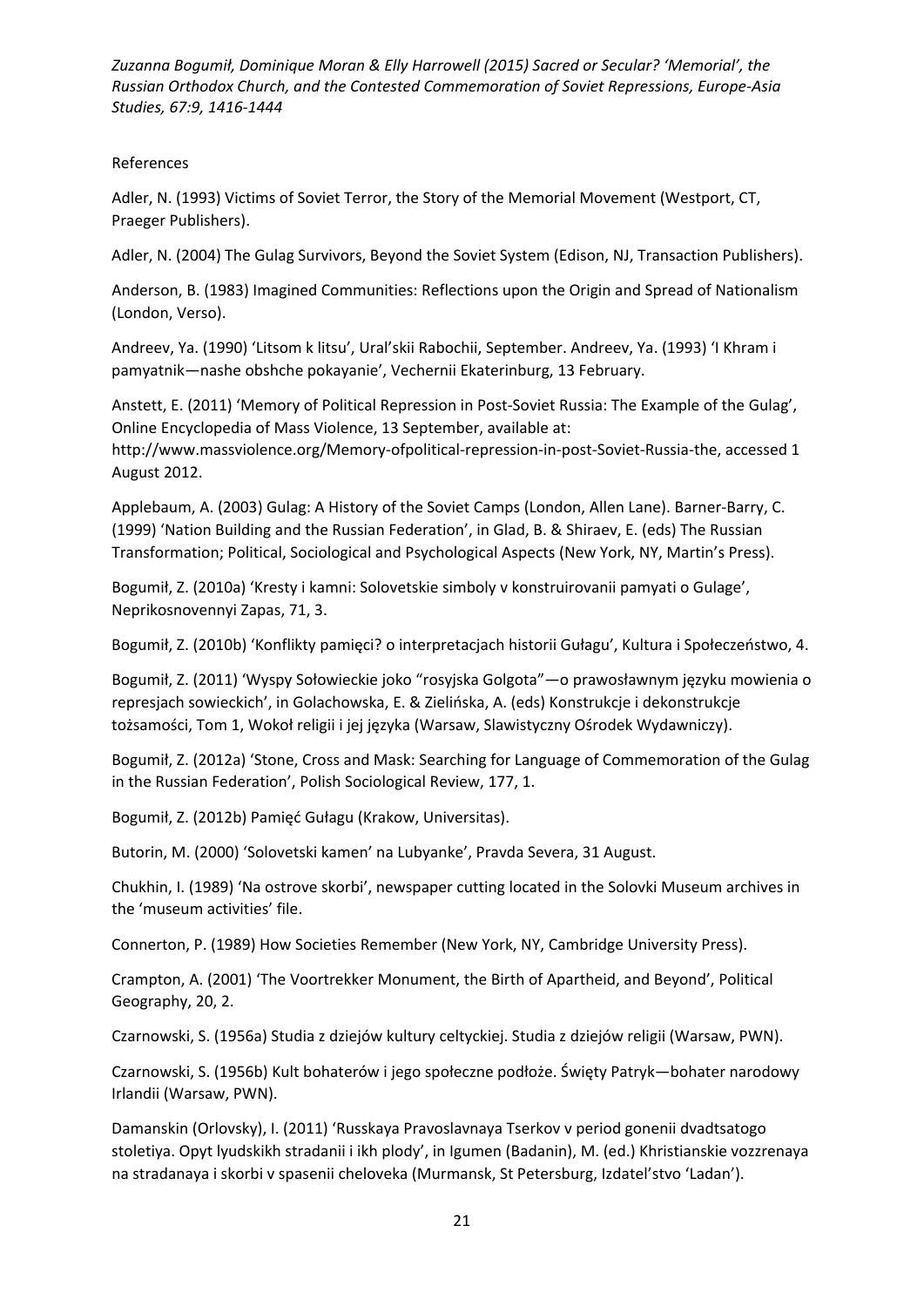References

Adler, N. (1993) Victims of Soviet Terror, the Story of the Memorial Movement (Westport, CT, Praeger Publishers).

Adler, N. (2004) The Gulag Survivors, Beyond the Soviet System (Edison, NJ, Transaction Publishers).

Anderson, B. (1983) Imagined Communities: Reflections upon the Origin and Spread of Nationalism (London, Verso).

Andreev, Ya. (1990) 'Litsom k litsu', Ural'skii Rabochii, September. Andreev, Ya. (1993) 'I Khram i pamyatnik—nashe obshche pokayanie', Vechernii Ekaterinburg, 13 February.

Anstett, E. (2011) 'Memory of Political Repression in Post-Soviet Russia: The Example of the Gulag', Online Encyclopedia of Mass Violence, 13 September, available at: http://www.massviolence.org/Memory-ofpolitical-repression-in-post-Soviet-Russia-the, accessed 1 August 2012.

Applebaum, A. (2003) Gulag: A History of the Soviet Camps (London, Allen Lane). Barner-Barry, C. (1999) 'Nation Building and the Russian Federation', in Glad, B. & Shiraev, E. (eds) The Russian Transformation; Political, Sociological and Psychological Aspects (New York, NY, Martin's Press).

Bogumił, Z. (2010a) 'Kresty i kamni: Solovetskie simboly v konstruirovanii pamyati o Gulage', Neprikosnovennyi Zapas, 71, 3.

Bogumił, Z. (2010b) 'Konflikty pamięci? o interpretacjach historii Gułagu', Kultura i Społeczeństwo, 4.

Bogumił, Z. (2011) 'Wyspy Sołowieckie joko "rosyjska Golgota"—o prawosławnym języku mowienia o represjach sowieckich', in Golachowska, E. & Zielińska, A. (eds) Konstrukcje i dekonstrukcje tożsamości, Tom 1, Wokoł religii i jej języka (Warsaw, Slawistyczny Ośrodek Wydawniczy).

Bogumił, Z. (2012a) 'Stone, Cross and Mask: Searching for Language of Commemoration of the Gulag in the Russian Federation', Polish Sociological Review, 177, 1.

Bogumił, Z. (2012b) Pamięć Gułagu (Krakow, Universitas).

Butorin, M. (2000) 'Solovetski kamen' na Lubyanke', Pravda Severa, 31 August.

Chukhin, I. (1989) 'Na ostrove skorbi', newspaper cutting located in the Solovki Museum archives in the 'museum activities' file.

Connerton, P. (1989) How Societies Remember (New York, NY, Cambridge University Press).

Crampton, A. (2001) 'The Voortrekker Monument, the Birth of Apartheid, and Beyond', Political Geography, 20, 2.

Czarnowski, S. (1956a) Studia z dziejów kultury celtyckiej. Studia z dziejów religii (Warsaw, PWN).

Czarnowski, S. (1956b) Kult bohaterów i jego społeczne podłoże. Święty Patryk—bohater narodowy Irlandii (Warsaw, PWN).

Damanskin (Orlovsky), I. (2011) 'Russkaya Pravoslavnaya Tserkov v period gonenii dvadtsatogo stoletiya. Opyt lyudskikh stradanii i ikh plody', in Igumen (Badanin), M. (ed.) Khristianskie vozzrenaya na stradanaya i skorbi v spasenii cheloveka (Murmansk, St Petersburg, Izdatel'stvo 'Ladan').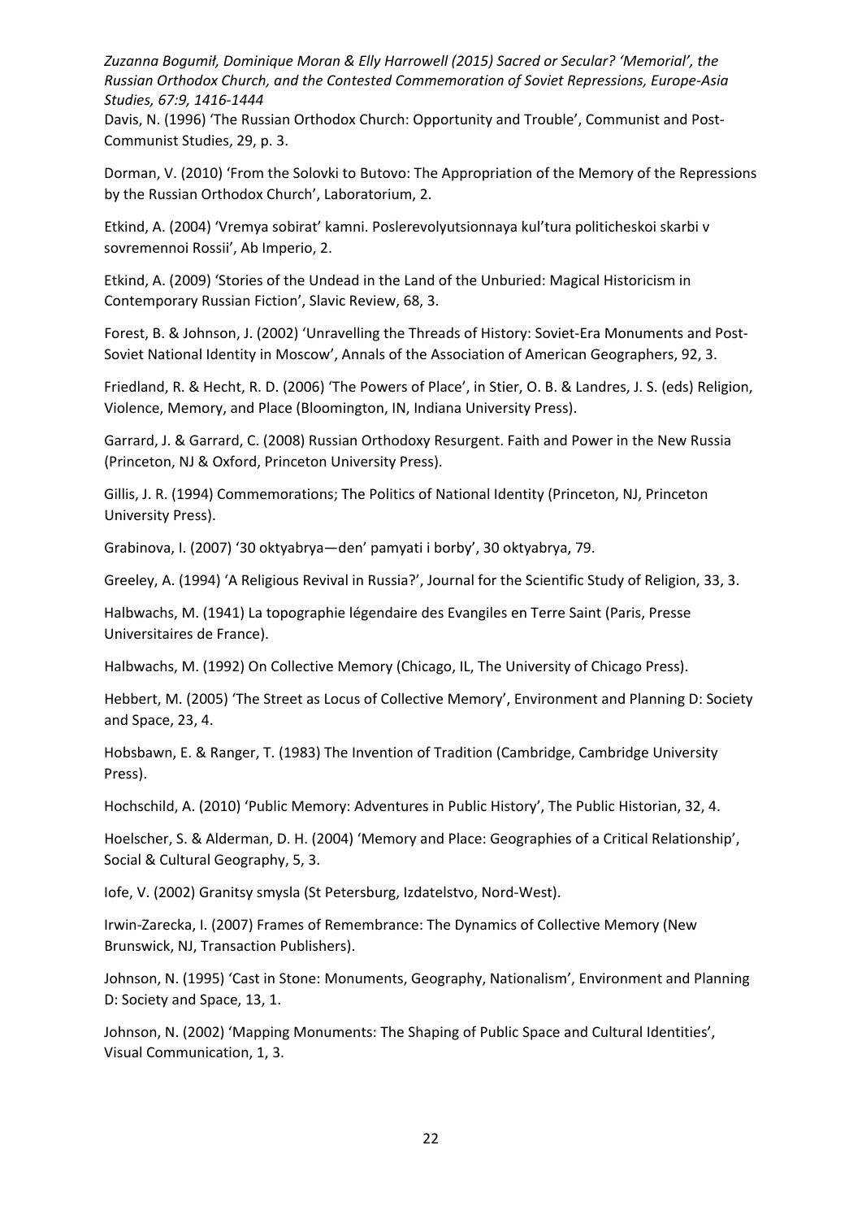Davis, N. (1996) 'The Russian Orthodox Church: Opportunity and Trouble', Communist and Post-Communist Studies, 29, p. 3.

Dorman, V. (2010) 'From the Solovki to Butovo: The Appropriation of the Memory of the Repressions by the Russian Orthodox Church', Laboratorium, 2.

Etkind, A. (2004) 'Vremya sobirat' kamni. Poslerevolyutsionnaya kul'tura politicheskoi skarbi v sovremennoi Rossii', Ab Imperio, 2.

Etkind, A. (2009) 'Stories of the Undead in the Land of the Unburied: Magical Historicism in Contemporary Russian Fiction', Slavic Review, 68, 3.

Forest, B. & Johnson, J. (2002) 'Unravelling the Threads of History: Soviet-Era Monuments and Post-Soviet National Identity in Moscow', Annals of the Association of American Geographers, 92, 3.

Friedland, R. & Hecht, R. D. (2006) 'The Powers of Place', in Stier, O. B. & Landres, J. S. (eds) Religion, Violence, Memory, and Place (Bloomington, IN, Indiana University Press).

Garrard, J. & Garrard, C. (2008) Russian Orthodoxy Resurgent. Faith and Power in the New Russia (Princeton, NJ & Oxford, Princeton University Press).

Gillis, J. R. (1994) Commemorations; The Politics of National Identity (Princeton, NJ, Princeton University Press).

Grabinova, I. (2007) '30 oktyabrya—den' pamyati i borby', 30 oktyabrya, 79.

Greeley, A. (1994) 'A Religious Revival in Russia?', Journal for the Scientific Study of Religion, 33, 3.

Halbwachs, M. (1941) La topographie légendaire des Evangiles en Terre Saint (Paris, Presse Universitaires de France).

Halbwachs, M. (1992) On Collective Memory (Chicago, IL, The University of Chicago Press).

Hebbert, M. (2005) 'The Street as Locus of Collective Memory', Environment and Planning D: Society and Space, 23, 4.

Hobsbawn, E. & Ranger, T. (1983) The Invention of Tradition (Cambridge, Cambridge University Press).

Hochschild, A. (2010) 'Public Memory: Adventures in Public History', The Public Historian, 32, 4.

Hoelscher, S. & Alderman, D. H. (2004) 'Memory and Place: Geographies of a Critical Relationship', Social & Cultural Geography, 5, 3.

Iofe, V. (2002) Granitsy smysla (St Petersburg, Izdatelstvo, Nord-West).

Irwin-Zarecka, I. (2007) Frames of Remembrance: The Dynamics of Collective Memory (New Brunswick, NJ, Transaction Publishers).

Johnson, N. (1995) 'Cast in Stone: Monuments, Geography, Nationalism', Environment and Planning D: Society and Space, 13, 1.

Johnson, N. (2002) 'Mapping Monuments: The Shaping of Public Space and Cultural Identities', Visual Communication, 1, 3.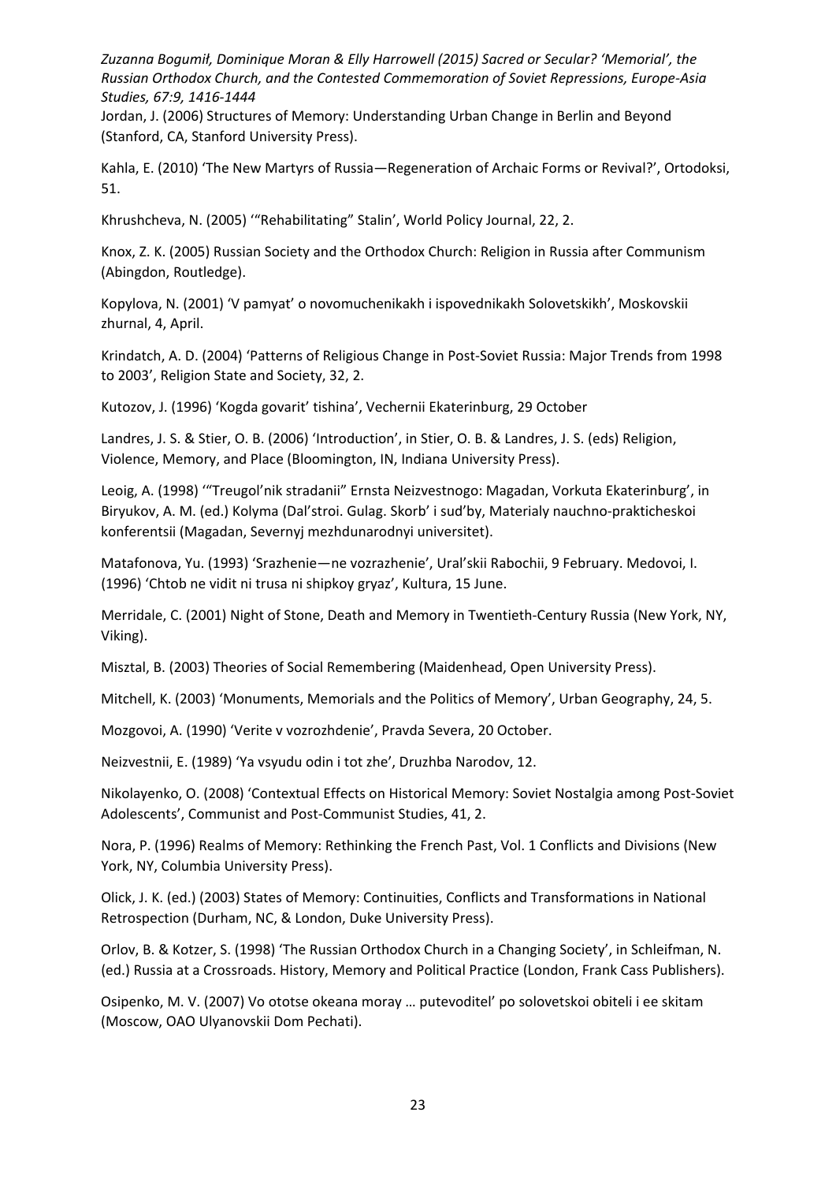Jordan, J. (2006) Structures of Memory: Understanding Urban Change in Berlin and Beyond (Stanford, CA, Stanford University Press).

Kahla, E. (2010) 'The New Martyrs of Russia—Regeneration of Archaic Forms or Revival?', Ortodoksi, 51.

Khrushcheva, N. (2005) '"Rehabilitating" Stalin', World Policy Journal, 22, 2.

Knox, Z. K. (2005) Russian Society and the Orthodox Church: Religion in Russia after Communism (Abingdon, Routledge).

Kopylova, N. (2001) 'V pamyat' o novomuchenikakh i ispovednikakh Solovetskikh', Moskovskii zhurnal, 4, April.

Krindatch, A. D. (2004) 'Patterns of Religious Change in Post-Soviet Russia: Major Trends from 1998 to 2003', Religion State and Society, 32, 2.

Kutozov, J. (1996) 'Kogda govarit' tishina', Vechernii Ekaterinburg, 29 October

Landres, J. S. & Stier, O. B. (2006) 'Introduction', in Stier, O. B. & Landres, J. S. (eds) Religion, Violence, Memory, and Place (Bloomington, IN, Indiana University Press).

Leoig, A. (1998) '"Treugol'nik stradanii" Ernsta Neizvestnogo: Magadan, Vorkuta Ekaterinburg', in Biryukov, A. M. (ed.) Kolyma (Dal'stroi. Gulag. Skorb' i sud'by, Materialy nauchno-prakticheskoi konferentsii (Magadan, Severnyj mezhdunarodnyi universitet).

Matafonova, Yu. (1993) 'Srazhenie—ne vozrazhenie', Ural'skii Rabochii, 9 February. Medovoi, I. (1996) 'Chtob ne vidit ni trusa ni shipkoy gryaz', Kultura, 15 June.

Merridale, C. (2001) Night of Stone, Death and Memory in Twentieth-Century Russia (New York, NY, Viking).

Misztal, B. (2003) Theories of Social Remembering (Maidenhead, Open University Press).

Mitchell, K. (2003) 'Monuments, Memorials and the Politics of Memory', Urban Geography, 24, 5.

Mozgovoi, A. (1990) 'Verite v vozrozhdenie', Pravda Severa, 20 October.

Neizvestnii, E. (1989) 'Ya vsyudu odin i tot zhe', Druzhba Narodov, 12.

Nikolayenko, O. (2008) 'Contextual Effects on Historical Memory: Soviet Nostalgia among Post-Soviet Adolescents', Communist and Post-Communist Studies, 41, 2.

Nora, P. (1996) Realms of Memory: Rethinking the French Past, Vol. 1 Conflicts and Divisions (New York, NY, Columbia University Press).

Olick, J. K. (ed.) (2003) States of Memory: Continuities, Conflicts and Transformations in National Retrospection (Durham, NC, & London, Duke University Press).

Orlov, B. & Kotzer, S. (1998) 'The Russian Orthodox Church in a Changing Society', in Schleifman, N. (ed.) Russia at a Crossroads. History, Memory and Political Practice (London, Frank Cass Publishers).

Osipenko, M. V. (2007) Vo ototse okeana moray … putevoditel' po solovetskoi obiteli i ee skitam (Moscow, OAO Ulyanovskii Dom Pechati).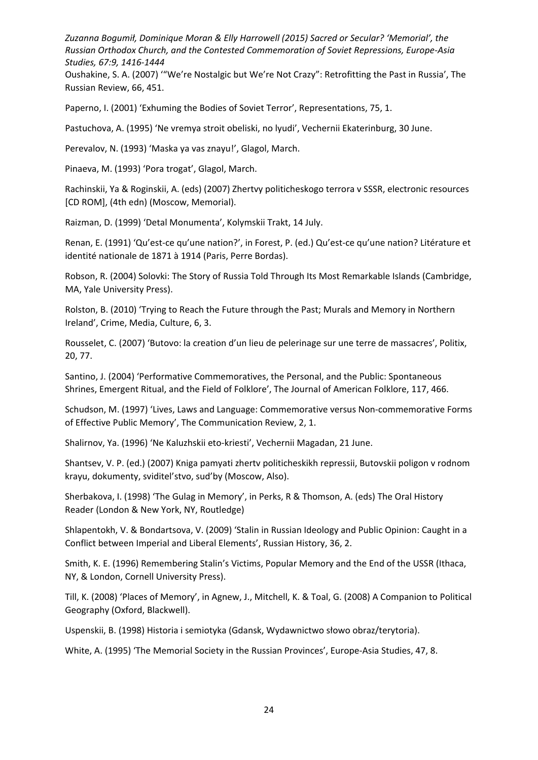Oushakine, S. A. (2007) '"We're Nostalgic but We're Not Crazy": Retrofitting the Past in Russia', The Russian Review, 66, 451.

Paperno, I. (2001) 'Exhuming the Bodies of Soviet Terror', Representations, 75, 1.

Pastuchova, A. (1995) 'Ne vremya stroit obeliski, no lyudi', Vechernii Ekaterinburg, 30 June.

Perevalov, N. (1993) 'Maska ya vas znayu!', Glagol, March.

Pinaeva, M. (1993) 'Pora trogat', Glagol, March.

Rachinskii, Ya & Roginskii, A. (eds) (2007) Zhertvy politicheskogo terrora v SSSR, electronic resources [CD ROM], (4th edn) (Moscow, Memorial).

Raizman, D. (1999) 'Detal Monumenta', Kolymskii Trakt, 14 July.

Renan, E. (1991) 'Qu'est-ce qu'une nation?', in Forest, P. (ed.) Qu'est-ce qu'une nation? Litérature et identité nationale de 1871 à 1914 (Paris, Perre Bordas).

Robson, R. (2004) Solovki: The Story of Russia Told Through Its Most Remarkable Islands (Cambridge, MA, Yale University Press).

Rolston, B. (2010) 'Trying to Reach the Future through the Past; Murals and Memory in Northern Ireland', Crime, Media, Culture, 6, 3.

Rousselet, C. (2007) 'Butovo: la creation d'un lieu de pelerinage sur une terre de massacres', Politix, 20, 77.

Santino, J. (2004) 'Performative Commemoratives, the Personal, and the Public: Spontaneous Shrines, Emergent Ritual, and the Field of Folklore', The Journal of American Folklore, 117, 466.

Schudson, M. (1997) 'Lives, Laws and Language: Commemorative versus Non-commemorative Forms of Effective Public Memory', The Communication Review, 2, 1.

Shalirnov, Ya. (1996) 'Ne Kaluzhskii eto-kriesti', Vechernii Magadan, 21 June.

Shantsev, V. P. (ed.) (2007) Kniga pamyati zhertv politicheskikh repressii, Butovskii poligon v rodnom krayu, dokumenty, sviditel'stvo, sud'by (Moscow, Also).

Sherbakova, I. (1998) 'The Gulag in Memory', in Perks, R & Thomson, A. (eds) The Oral History Reader (London & New York, NY, Routledge)

Shlapentokh, V. & Bondartsova, V. (2009) 'Stalin in Russian Ideology and Public Opinion: Caught in a Conflict between Imperial and Liberal Elements', Russian History, 36, 2.

Smith, K. E. (1996) Remembering Stalin's Victims, Popular Memory and the End of the USSR (Ithaca, NY, & London, Cornell University Press).

Till, K. (2008) 'Places of Memory', in Agnew, J., Mitchell, K. & Toal, G. (2008) A Companion to Political Geography (Oxford, Blackwell).

Uspenskii, B. (1998) Historia i semiotyka (Gdansk, Wydawnictwo słowo obraz/terytoria).

White, A. (1995) 'The Memorial Society in the Russian Provinces', Europe-Asia Studies, 47, 8.